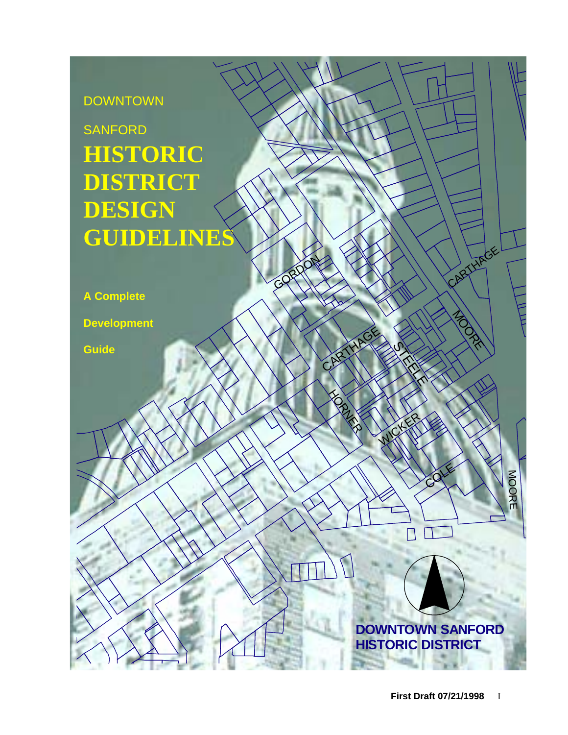DOWNTOWN

SANFORD

# HISTORIC DISTRICT DESIGN GUIDELINES

**A Complete Development Guide**

**DOWNTOWN SANFORD HISTORIC DISTRICT**

**First Draft 07/21/1998**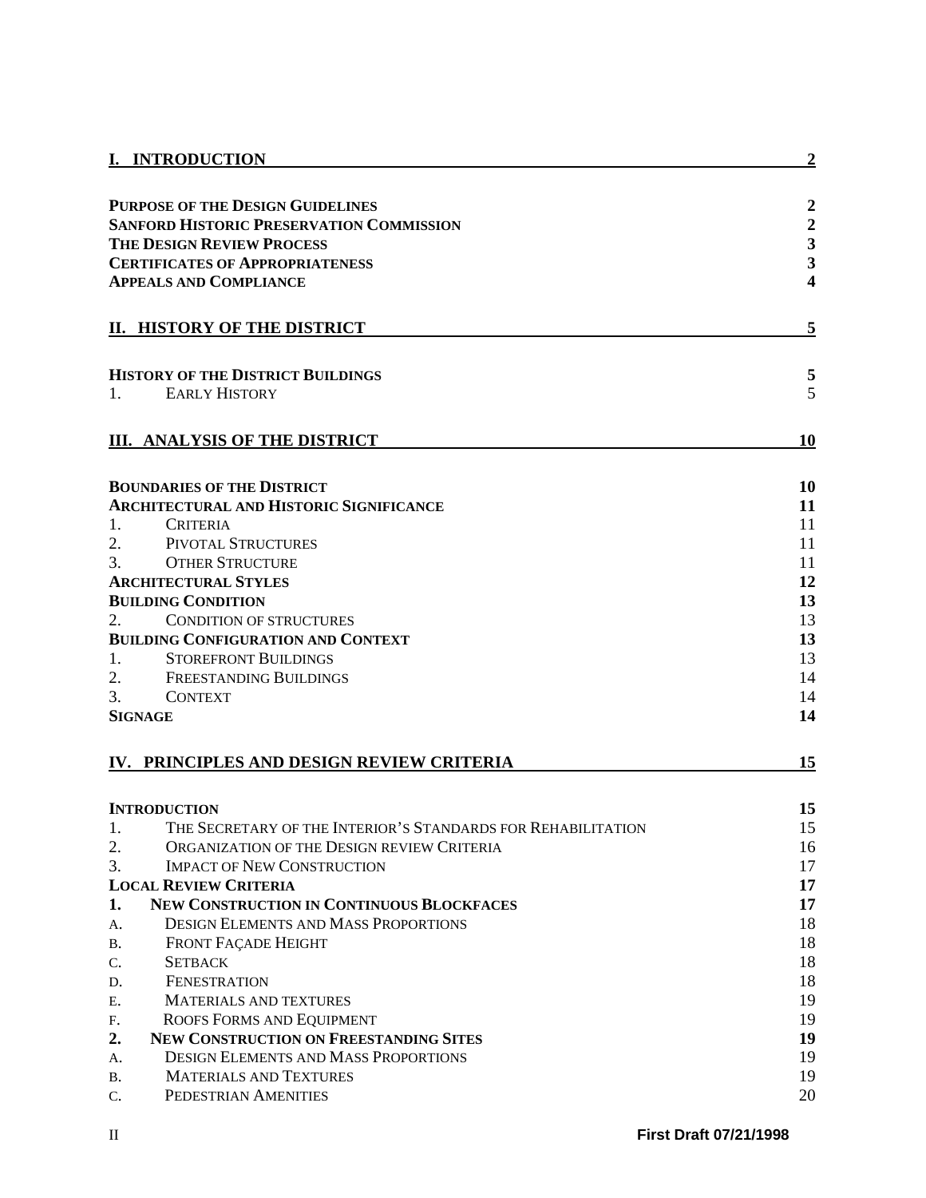| | |
|---|---|
| **I. INTRODUCTION** | **2** |
| **PURPOSE OF THE DESIGN GUIDELINES** | **2** |
| **SANFORD HISTORIC PRESERVATION COMMISSION** | **2** |
| **THE DESIGN REVIEW PROCESS** | **3** |
| **CERTIFICATES OF APPROPRIATENESS** | **3** |
| **APPEALS AND COMPLIANCE** | **4** |
| **II. HISTORY OF THE DISTRICT** | **5** |
| **HISTORY OF THE DISTRICT BUILDINGS** | **5** |
| 1. EARLY HISTORY | 5 |
| **III. ANALYSIS OF THE DISTRICT** | **10** |
| **BOUNDARIES OF THE DISTRICT** | **10** |
| **ARCHITECTURAL AND HISTORIC SIGNIFICANCE** | **11** |
| 1. CRITERIA | 11 |
| 2. PIVOTAL STRUCTURES | 11 |
| 3. OTHER STRUCTURE | 11 |
| **ARCHITECTURAL STYLES** | **12** |
| **BUILDING CONDITION** | **13** |
| 2. CONDITION OF STRUCTURES | 13 |
| **BUILDING CONFIGURATION AND CONTEXT** | **13** |
| 1. STOREFRONT BUILDINGS | 13 |
| 2. FREESTANDING BUILDINGS | 14 |
| 3. CONTEXT | 14 |
| **SIGNAGE** | **14** |
| **IV. PRINCIPLES AND DESIGN REVIEW CRITERIA** | **15** |
| **INTRODUCTION** | **15** |
| 1. THE SECRETARY OF THE INTERIOR'S STANDARDS FOR REHABILITATION | 15 |
| 2. ORGANIZATION OF THE DESIGN REVIEW CRITERIA | 16 |
| 3. IMPACT OF NEW CONSTRUCTION | 17 |
| **LOCAL REVIEW CRITERIA** | **17** |
| **1. NEW CONSTRUCTION IN CONTINUOUS BLOCKFACES** | **17** |
| A. DESIGN ELEMENTS AND MASS PROPORTIONS | 18 |
| B. FRONT FAÇADE HEIGHT | 18 |
| C. SETBACK | 18 |
| D. FENESTRATION | 18 |
| E. MATERIALS AND TEXTURES | 19 |
| F. ROOFS FORMS AND EQUIPMENT | 19 |
| **2. NEW CONSTRUCTION ON FREESTANDING SITES** | **19** |
| A. DESIGN ELEMENTS AND MASS PROPORTIONS | 19 |
| B. MATERIALS AND TEXTURES | 19 |
| C. PEDESTRIAN AMENITIES | 20 |

First Draft 07/21/1998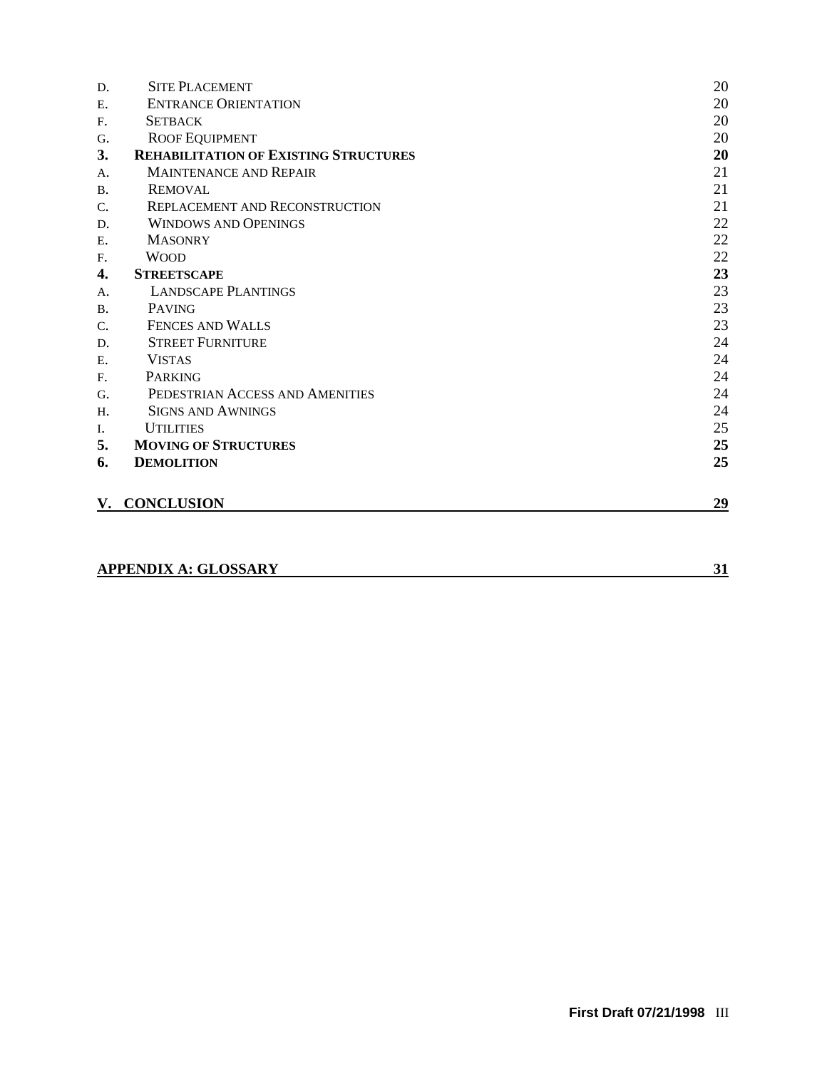| | | |
|---|---|---|
| D. | SITE PLACEMENT | 20 |
| E. | ENTRANCE ORIENTATION | 20 |
| F. | SETBACK | 20 |
| G. | ROOF EQUIPMENT | 20 |
| **3.** | **REHABILITATION OF EXISTING STRUCTURES** | **20** |
| A. | MAINTENANCE AND REPAIR | 21 |
| B. | REMOVAL | 21 |
| C. | REPLACEMENT AND RECONSTRUCTION | 21 |
| D. | WINDOWS AND OPENINGS | 22 |
| E. | MASONRY | 22 |
| F. | WOOD | 22 |
| **4.** | **STREETSCAPE** | **23** |
| A. | LANDSCAPE PLANTINGS | 23 |
| B. | PAVING | 23 |
| C. | FENCES AND WALLS | 23 |
| D. | STREET FURNITURE | 24 |
| E. | VISTAS | 24 |
| F. | PARKING | 24 |
| G. | PEDESTRIAN ACCESS AND AMENITIES | 24 |
| H. | SIGNS AND AWNINGS | 24 |
| I. | UTILITIES | 25 |
| **5.** | **MOVING OF STRUCTURES** | **25** |
| **6.** | **DEMOLITION** | **25** |
| **V.** | **CONCLUSION** | **29** |
| | **APPENDIX A: GLOSSARY** | **31** |

**First Draft 07/21/1998**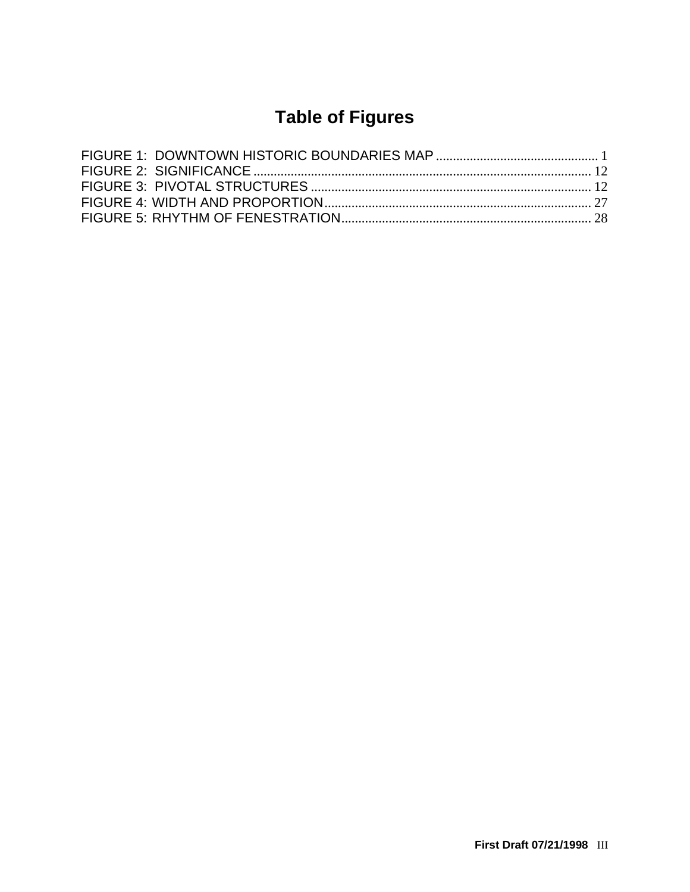# Table of Figures

FIGURE 1: DOWNTOWN HISTORIC BOUNDARIES MAP ................................................ 1
FIGURE 2: SIGNIFICANCE ................................................................................................. 12
FIGURE 3: PIVOTAL STRUCTURES .................................................................................. 12
FIGURE 4: WIDTH AND PROPORTION.............................................................................. 27
FIGURE 5: RHYTHM OF FENESTRATION......................................................................... 28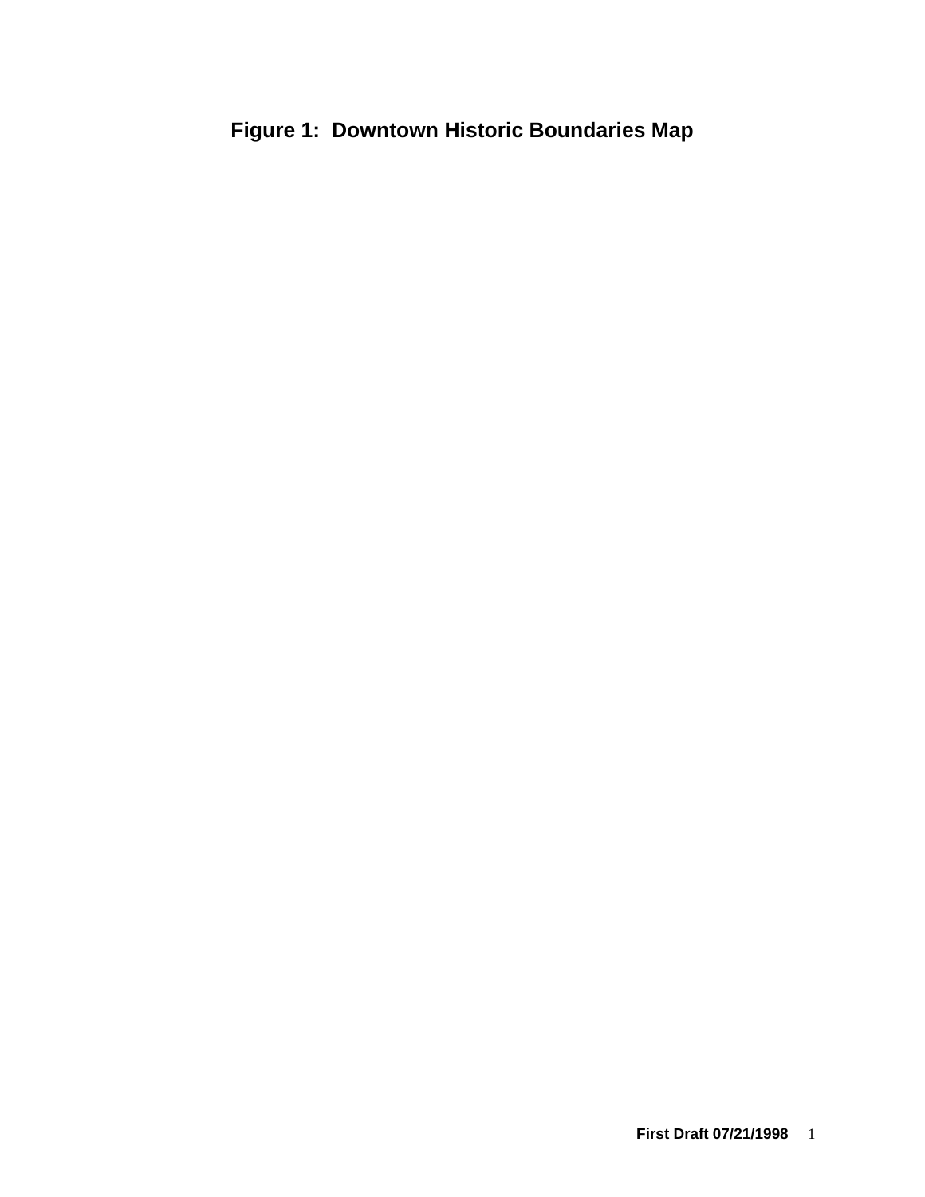**Figure 1: Downtown Historic Boundaries Map**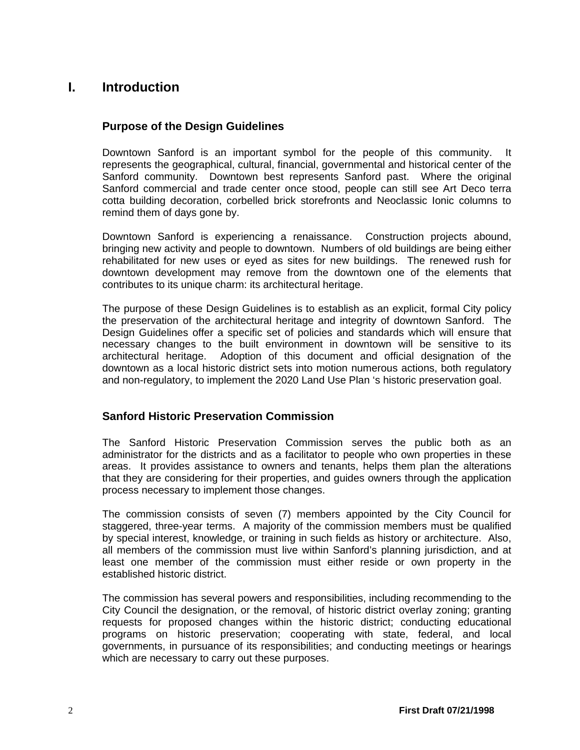# I. Introduction

## Purpose of the Design Guidelines

Downtown Sanford is an important symbol for the people of this community. It represents the geographical, cultural, financial, governmental and historical center of the Sanford community. Downtown best represents Sanford past. Where the original Sanford commercial and trade center once stood, people can still see Art Deco terra cotta building decoration, corbelled brick storefronts and Neoclassic Ionic columns to remind them of days gone by.

Downtown Sanford is experiencing a renaissance. Construction projects abound, bringing new activity and people to downtown. Numbers of old buildings are being either rehabilitated for new uses or eyed as sites for new buildings. The renewed rush for downtown development may remove from the downtown one of the elements that contributes to its unique charm: its architectural heritage.

The purpose of these Design Guidelines is to establish as an explicit, formal City policy the preservation of the architectural heritage and integrity of downtown Sanford. The Design Guidelines offer a specific set of policies and standards which will ensure that necessary changes to the built environment in downtown will be sensitive to its architectural heritage. Adoption of this document and official designation of the downtown as a local historic district sets into motion numerous actions, both regulatory and non-regulatory, to implement the 2020 Land Use Plan 's historic preservation goal.

## Sanford Historic Preservation Commission

The Sanford Historic Preservation Commission serves the public both as an administrator for the districts and as a facilitator to people who own properties in these areas. It provides assistance to owners and tenants, helps them plan the alterations that they are considering for their properties, and guides owners through the application process necessary to implement those changes.

The commission consists of seven (7) members appointed by the City Council for staggered, three-year terms. A majority of the commission members must be qualified by special interest, knowledge, or training in such fields as history or architecture. Also, all members of the commission must live within Sanford's planning jurisdiction, and at least one member of the commission must either reside or own property in the established historic district.

The commission has several powers and responsibilities, including recommending to the City Council the designation, or the removal, of historic district overlay zoning; granting requests for proposed changes within the historic district; conducting educational programs on historic preservation; cooperating with state, federal, and local governments, in pursuance of its responsibilities; and conducting meetings or hearings which are necessary to carry out these purposes.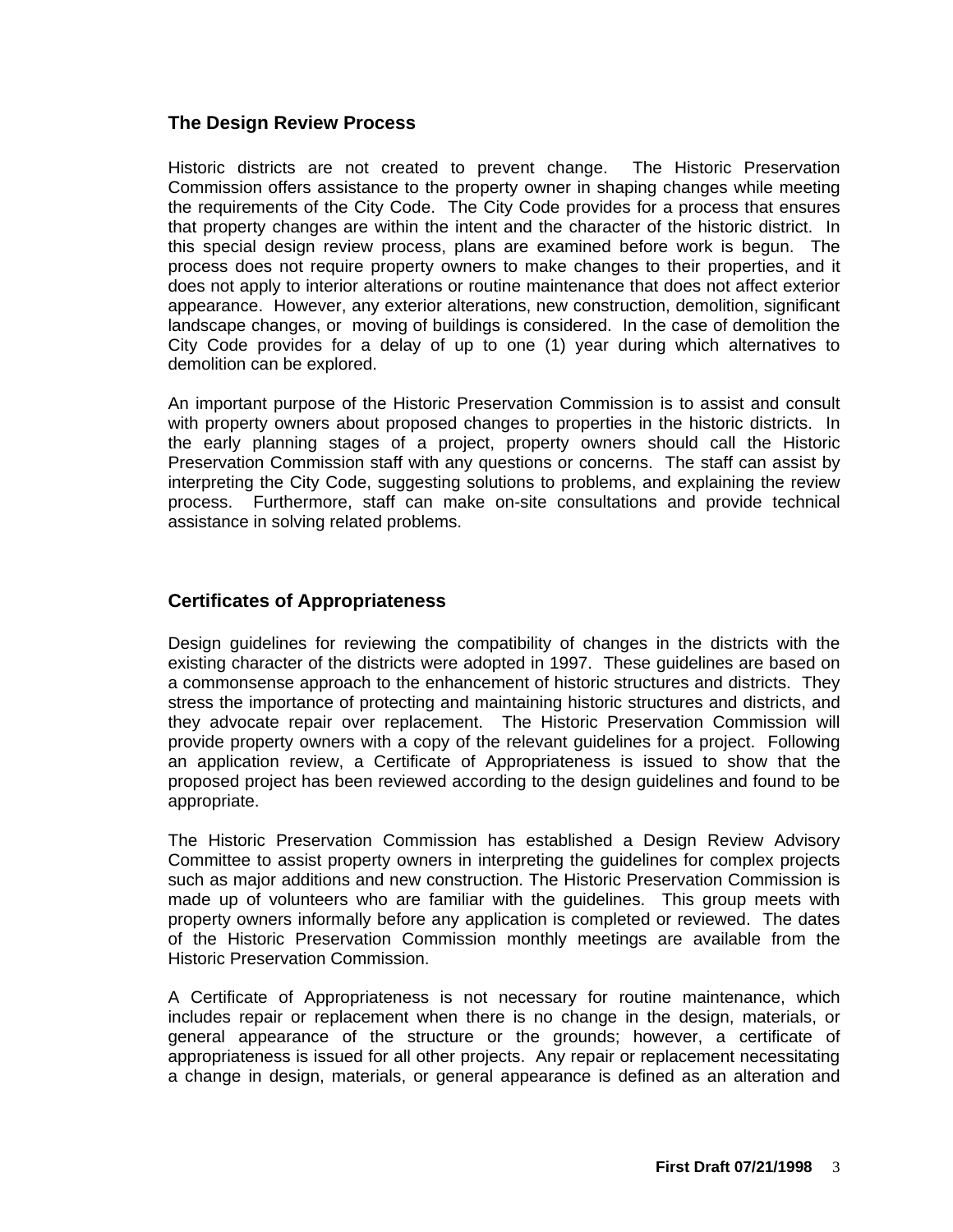## The Design Review Process

Historic districts are not created to prevent change. The Historic Preservation Commission offers assistance to the property owner in shaping changes while meeting the requirements of the City Code. The City Code provides for a process that ensures that property changes are within the intent and the character of the historic district. In this special design review process, plans are examined before work is begun. The process does not require property owners to make changes to their properties, and it does not apply to interior alterations or routine maintenance that does not affect exterior appearance. However, any exterior alterations, new construction, demolition, significant landscape changes, or moving of buildings is considered. In the case of demolition the City Code provides for a delay of up to one (1) year during which alternatives to demolition can be explored.

An important purpose of the Historic Preservation Commission is to assist and consult with property owners about proposed changes to properties in the historic districts. In the early planning stages of a project, property owners should call the Historic Preservation Commission staff with any questions or concerns. The staff can assist by interpreting the City Code, suggesting solutions to problems, and explaining the review process. Furthermore, staff can make on-site consultations and provide technical assistance in solving related problems.

## Certificates of Appropriateness

Design guidelines for reviewing the compatibility of changes in the districts with the existing character of the districts were adopted in 1997. These guidelines are based on a commonsense approach to the enhancement of historic structures and districts. They stress the importance of protecting and maintaining historic structures and districts, and they advocate repair over replacement. The Historic Preservation Commission will provide property owners with a copy of the relevant guidelines for a project. Following an application review, a Certificate of Appropriateness is issued to show that the proposed project has been reviewed according to the design guidelines and found to be appropriate.

The Historic Preservation Commission has established a Design Review Advisory Committee to assist property owners in interpreting the guidelines for complex projects such as major additions and new construction. The Historic Preservation Commission is made up of volunteers who are familiar with the guidelines. This group meets with property owners informally before any application is completed or reviewed. The dates of the Historic Preservation Commission monthly meetings are available from the Historic Preservation Commission.

A Certificate of Appropriateness is not necessary for routine maintenance, which includes repair or replacement when there is no change in the design, materials, or general appearance of the structure or the grounds; however, a certificate of appropriateness is issued for all other projects. Any repair or replacement necessitating a change in design, materials, or general appearance is defined as an alteration and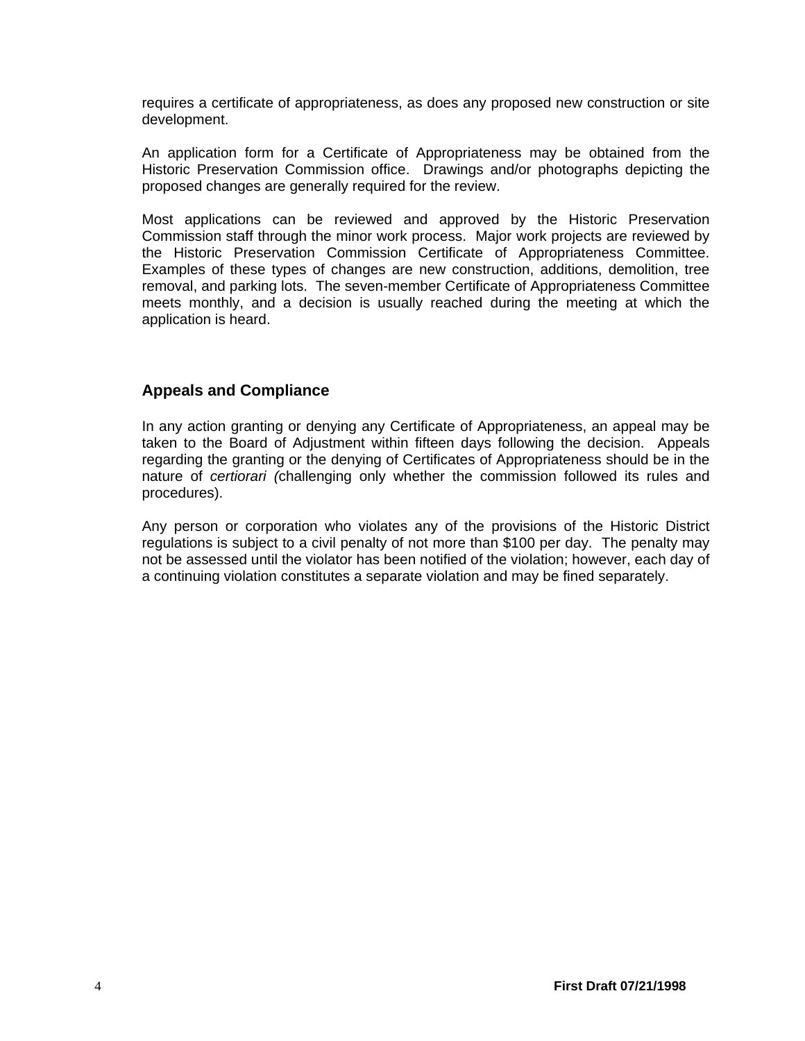requires a certificate of appropriateness, as does any proposed new construction or site development.

An application form for a Certificate of Appropriateness may be obtained from the Historic Preservation Commission office. Drawings and/or photographs depicting the proposed changes are generally required for the review.

Most applications can be reviewed and approved by the Historic Preservation Commission staff through the minor work process. Major work projects are reviewed by the Historic Preservation Commission Certificate of Appropriateness Committee. Examples of these types of changes are new construction, additions, demolition, tree removal, and parking lots. The seven-member Certificate of Appropriateness Committee meets monthly, and a decision is usually reached during the meeting at which the application is heard.

## Appeals and Compliance

In any action granting or denying any Certificate of Appropriateness, an appeal may be taken to the Board of Adjustment within fifteen days following the decision. Appeals regarding the granting or the denying of Certificates of Appropriateness should be in the nature of *certiorari (*challenging only whether the commission followed its rules and procedures).

Any person or corporation who violates any of the provisions of the Historic District regulations is subject to a civil penalty of not more than $100 per day. The penalty may not be assessed until the violator has been notified of the violation; however, each day of a continuing violation constitutes a separate violation and may be fined separately.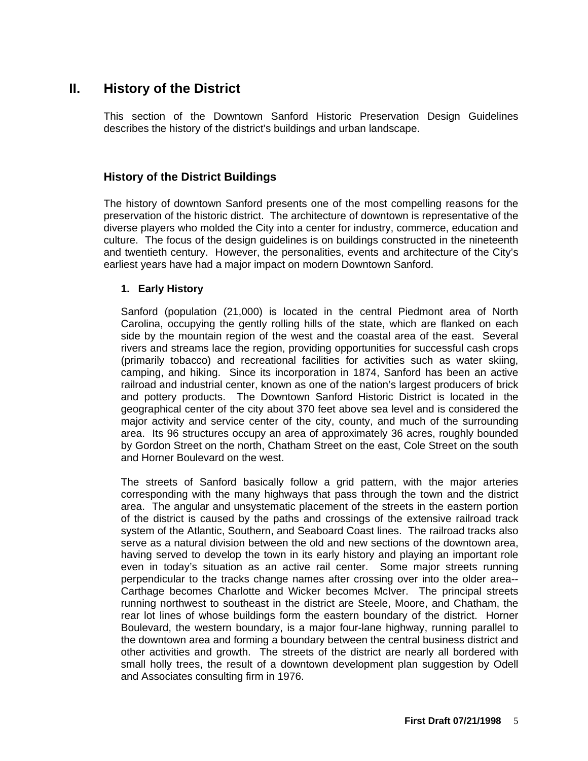# II. History of the District

This section of the Downtown Sanford Historic Preservation Design Guidelines describes the history of the district's buildings and urban landscape.

## History of the District Buildings

The history of downtown Sanford presents one of the most compelling reasons for the preservation of the historic district. The architecture of downtown is representative of the diverse players who molded the City into a center for industry, commerce, education and culture. The focus of the design guidelines is on buildings constructed in the nineteenth and twentieth century. However, the personalities, events and architecture of the City's earliest years have had a major impact on modern Downtown Sanford.

### 1. Early History

Sanford (population (21,000) is located in the central Piedmont area of North Carolina, occupying the gently rolling hills of the state, which are flanked on each side by the mountain region of the west and the coastal area of the east. Several rivers and streams lace the region, providing opportunities for successful cash crops (primarily tobacco) and recreational facilities for activities such as water skiing, camping, and hiking. Since its incorporation in 1874, Sanford has been an active railroad and industrial center, known as one of the nation's largest producers of brick and pottery products. The Downtown Sanford Historic District is located in the geographical center of the city about 370 feet above sea level and is considered the major activity and service center of the city, county, and much of the surrounding area. Its 96 structures occupy an area of approximately 36 acres, roughly bounded by Gordon Street on the north, Chatham Street on the east, Cole Street on the south and Horner Boulevard on the west.

The streets of Sanford basically follow a grid pattern, with the major arteries corresponding with the many highways that pass through the town and the district area. The angular and unsystematic placement of the streets in the eastern portion of the district is caused by the paths and crossings of the extensive railroad track system of the Atlantic, Southern, and Seaboard Coast lines. The railroad tracks also serve as a natural division between the old and new sections of the downtown area, having served to develop the town in its early history and playing an important role even in today's situation as an active rail center. Some major streets running perpendicular to the tracks change names after crossing over into the older area--Carthage becomes Charlotte and Wicker becomes McIver. The principal streets running northwest to southeast in the district are Steele, Moore, and Chatham, the rear lot lines of whose buildings form the eastern boundary of the district. Horner Boulevard, the western boundary, is a major four-lane highway, running parallel to the downtown area and forming a boundary between the central business district and other activities and growth. The streets of the district are nearly all bordered with small holly trees, the result of a downtown development plan suggestion by Odell and Associates consulting firm in 1976.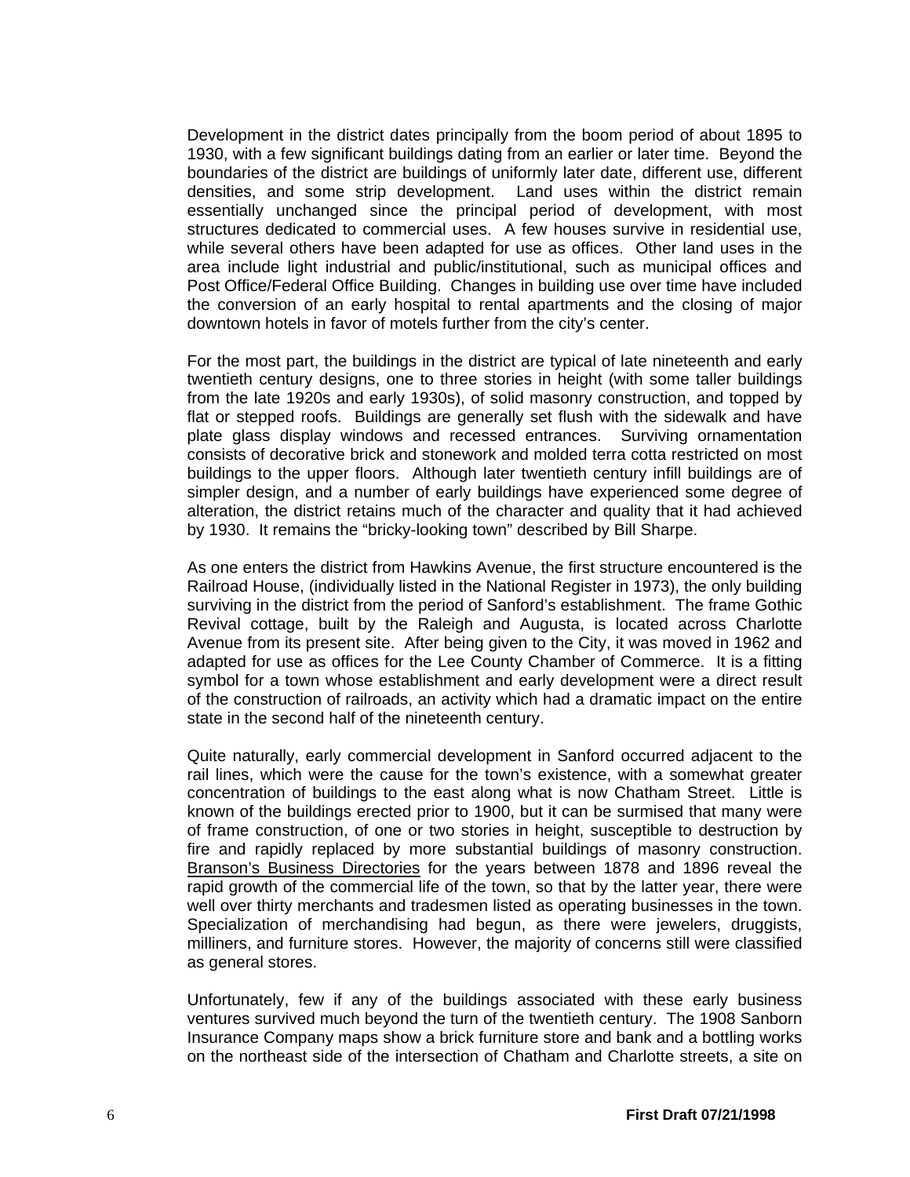Development in the district dates principally from the boom period of about 1895 to 1930, with a few significant buildings dating from an earlier or later time. Beyond the boundaries of the district are buildings of uniformly later date, different use, different densities, and some strip development. Land uses within the district remain essentially unchanged since the principal period of development, with most structures dedicated to commercial uses. A few houses survive in residential use, while several others have been adapted for use as offices. Other land uses in the area include light industrial and public/institutional, such as municipal offices and Post Office/Federal Office Building. Changes in building use over time have included the conversion of an early hospital to rental apartments and the closing of major downtown hotels in favor of motels further from the city's center.

For the most part, the buildings in the district are typical of late nineteenth and early twentieth century designs, one to three stories in height (with some taller buildings from the late 1920s and early 1930s), of solid masonry construction, and topped by flat or stepped roofs. Buildings are generally set flush with the sidewalk and have plate glass display windows and recessed entrances. Surviving ornamentation consists of decorative brick and stonework and molded terra cotta restricted on most buildings to the upper floors. Although later twentieth century infill buildings are of simpler design, and a number of early buildings have experienced some degree of alteration, the district retains much of the character and quality that it had achieved by 1930. It remains the "bricky-looking town" described by Bill Sharpe.

As one enters the district from Hawkins Avenue, the first structure encountered is the Railroad House, (individually listed in the National Register in 1973), the only building surviving in the district from the period of Sanford's establishment. The frame Gothic Revival cottage, built by the Raleigh and Augusta, is located across Charlotte Avenue from its present site. After being given to the City, it was moved in 1962 and adapted for use as offices for the Lee County Chamber of Commerce. It is a fitting symbol for a town whose establishment and early development were a direct result of the construction of railroads, an activity which had a dramatic impact on the entire state in the second half of the nineteenth century.

Quite naturally, early commercial development in Sanford occurred adjacent to the rail lines, which were the cause for the town's existence, with a somewhat greater concentration of buildings to the east along what is now Chatham Street. Little is known of the buildings erected prior to 1900, but it can be surmised that many were of frame construction, of one or two stories in height, susceptible to destruction by fire and rapidly replaced by more substantial buildings of masonry construction. Branson's Business Directories for the years between 1878 and 1896 reveal the rapid growth of the commercial life of the town, so that by the latter year, there were well over thirty merchants and tradesmen listed as operating businesses in the town. Specialization of merchandising had begun, as there were jewelers, druggists, milliners, and furniture stores. However, the majority of concerns still were classified as general stores.

Unfortunately, few if any of the buildings associated with these early business ventures survived much beyond the turn of the twentieth century. The 1908 Sanborn Insurance Company maps show a brick furniture store and bank and a bottling works on the northeast side of the intersection of Chatham and Charlotte streets, a site on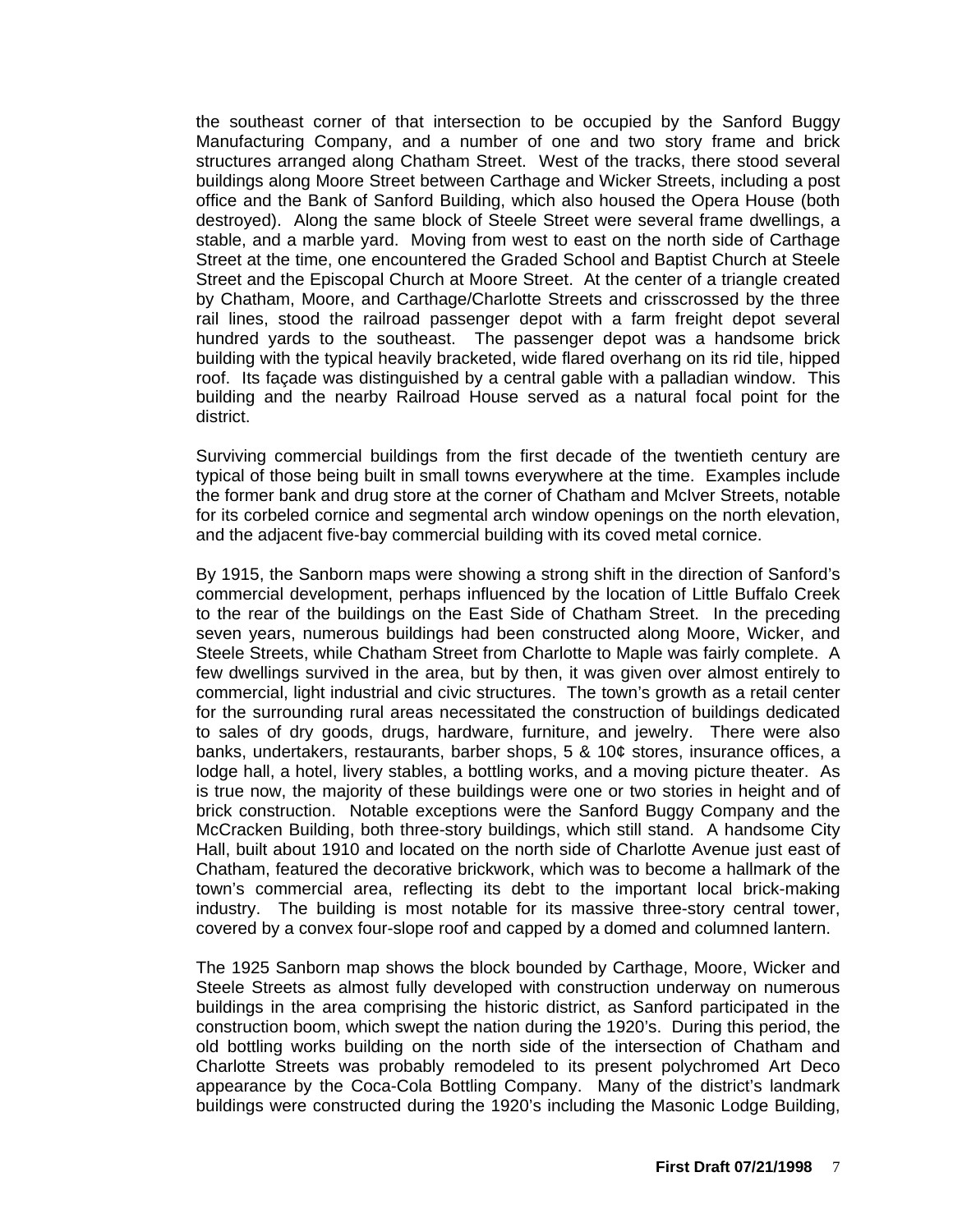the southeast corner of that intersection to be occupied by the Sanford Buggy Manufacturing Company, and a number of one and two story frame and brick structures arranged along Chatham Street. West of the tracks, there stood several buildings along Moore Street between Carthage and Wicker Streets, including a post office and the Bank of Sanford Building, which also housed the Opera House (both destroyed). Along the same block of Steele Street were several frame dwellings, a stable, and a marble yard. Moving from west to east on the north side of Carthage Street at the time, one encountered the Graded School and Baptist Church at Steele Street and the Episcopal Church at Moore Street. At the center of a triangle created by Chatham, Moore, and Carthage/Charlotte Streets and crisscrossed by the three rail lines, stood the railroad passenger depot with a farm freight depot several hundred yards to the southeast. The passenger depot was a handsome brick building with the typical heavily bracketed, wide flared overhang on its rid tile, hipped roof. Its façade was distinguished by a central gable with a palladian window. This building and the nearby Railroad House served as a natural focal point for the district.

Surviving commercial buildings from the first decade of the twentieth century are typical of those being built in small towns everywhere at the time. Examples include the former bank and drug store at the corner of Chatham and McIver Streets, notable for its corbeled cornice and segmental arch window openings on the north elevation, and the adjacent five-bay commercial building with its coved metal cornice.

By 1915, the Sanborn maps were showing a strong shift in the direction of Sanford's commercial development, perhaps influenced by the location of Little Buffalo Creek to the rear of the buildings on the East Side of Chatham Street. In the preceding seven years, numerous buildings had been constructed along Moore, Wicker, and Steele Streets, while Chatham Street from Charlotte to Maple was fairly complete. A few dwellings survived in the area, but by then, it was given over almost entirely to commercial, light industrial and civic structures. The town's growth as a retail center for the surrounding rural areas necessitated the construction of buildings dedicated to sales of dry goods, drugs, hardware, furniture, and jewelry. There were also banks, undertakers, restaurants, barber shops, 5 & 10¢ stores, insurance offices, a lodge hall, a hotel, livery stables, a bottling works, and a moving picture theater. As is true now, the majority of these buildings were one or two stories in height and of brick construction. Notable exceptions were the Sanford Buggy Company and the McCracken Building, both three-story buildings, which still stand. A handsome City Hall, built about 1910 and located on the north side of Charlotte Avenue just east of Chatham, featured the decorative brickwork, which was to become a hallmark of the town's commercial area, reflecting its debt to the important local brick-making industry. The building is most notable for its massive three-story central tower, covered by a convex four-slope roof and capped by a domed and columned lantern.

The 1925 Sanborn map shows the block bounded by Carthage, Moore, Wicker and Steele Streets as almost fully developed with construction underway on numerous buildings in the area comprising the historic district, as Sanford participated in the construction boom, which swept the nation during the 1920's. During this period, the old bottling works building on the north side of the intersection of Chatham and Charlotte Streets was probably remodeled to its present polychromed Art Deco appearance by the Coca-Cola Bottling Company. Many of the district's landmark buildings were constructed during the 1920's including the Masonic Lodge Building,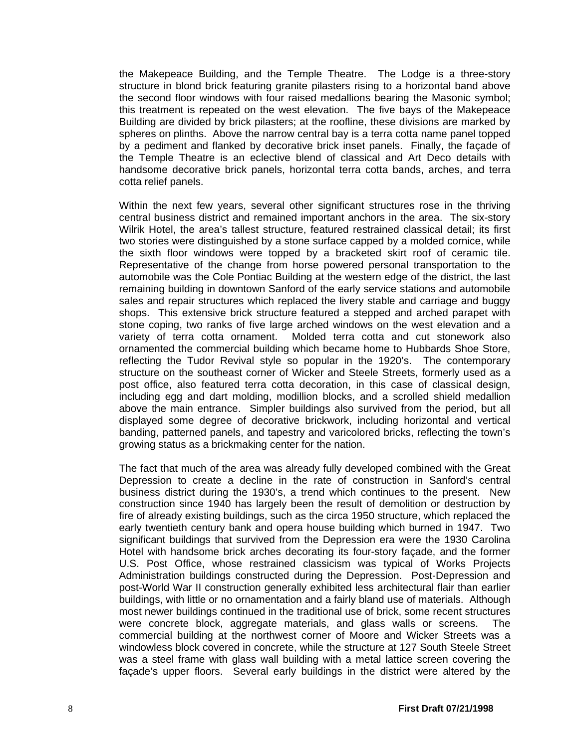the Makepeace Building, and the Temple Theatre. The Lodge is a three-story structure in blond brick featuring granite pilasters rising to a horizontal band above the second floor windows with four raised medallions bearing the Masonic symbol; this treatment is repeated on the west elevation. The five bays of the Makepeace Building are divided by brick pilasters; at the roofline, these divisions are marked by spheres on plinths. Above the narrow central bay is a terra cotta name panel topped by a pediment and flanked by decorative brick inset panels. Finally, the façade of the Temple Theatre is an eclective blend of classical and Art Deco details with handsome decorative brick panels, horizontal terra cotta bands, arches, and terra cotta relief panels.

Within the next few years, several other significant structures rose in the thriving central business district and remained important anchors in the area. The six-story Wilrik Hotel, the area's tallest structure, featured restrained classical detail; its first two stories were distinguished by a stone surface capped by a molded cornice, while the sixth floor windows were topped by a bracketed skirt roof of ceramic tile. Representative of the change from horse powered personal transportation to the automobile was the Cole Pontiac Building at the western edge of the district, the last remaining building in downtown Sanford of the early service stations and automobile sales and repair structures which replaced the livery stable and carriage and buggy shops. This extensive brick structure featured a stepped and arched parapet with stone coping, two ranks of five large arched windows on the west elevation and a variety of terra cotta ornament. Molded terra cotta and cut stonework also ornamented the commercial building which became home to Hubbards Shoe Store, reflecting the Tudor Revival style so popular in the 1920's. The contemporary structure on the southeast corner of Wicker and Steele Streets, formerly used as a post office, also featured terra cotta decoration, in this case of classical design, including egg and dart molding, modillion blocks, and a scrolled shield medallion above the main entrance. Simpler buildings also survived from the period, but all displayed some degree of decorative brickwork, including horizontal and vertical banding, patterned panels, and tapestry and varicolored bricks, reflecting the town's growing status as a brickmaking center for the nation.

The fact that much of the area was already fully developed combined with the Great Depression to create a decline in the rate of construction in Sanford's central business district during the 1930's, a trend which continues to the present. New construction since 1940 has largely been the result of demolition or destruction by fire of already existing buildings, such as the circa 1950 structure, which replaced the early twentieth century bank and opera house building which burned in 1947. Two significant buildings that survived from the Depression era were the 1930 Carolina Hotel with handsome brick arches decorating its four-story façade, and the former U.S. Post Office, whose restrained classicism was typical of Works Projects Administration buildings constructed during the Depression. Post-Depression and post-World War II construction generally exhibited less architectural flair than earlier buildings, with little or no ornamentation and a fairly bland use of materials. Although most newer buildings continued in the traditional use of brick, some recent structures were concrete block, aggregate materials, and glass walls or screens. The commercial building at the northwest corner of Moore and Wicker Streets was a windowless block covered in concrete, while the structure at 127 South Steele Street was a steel frame with glass wall building with a metal lattice screen covering the façade's upper floors. Several early buildings in the district were altered by the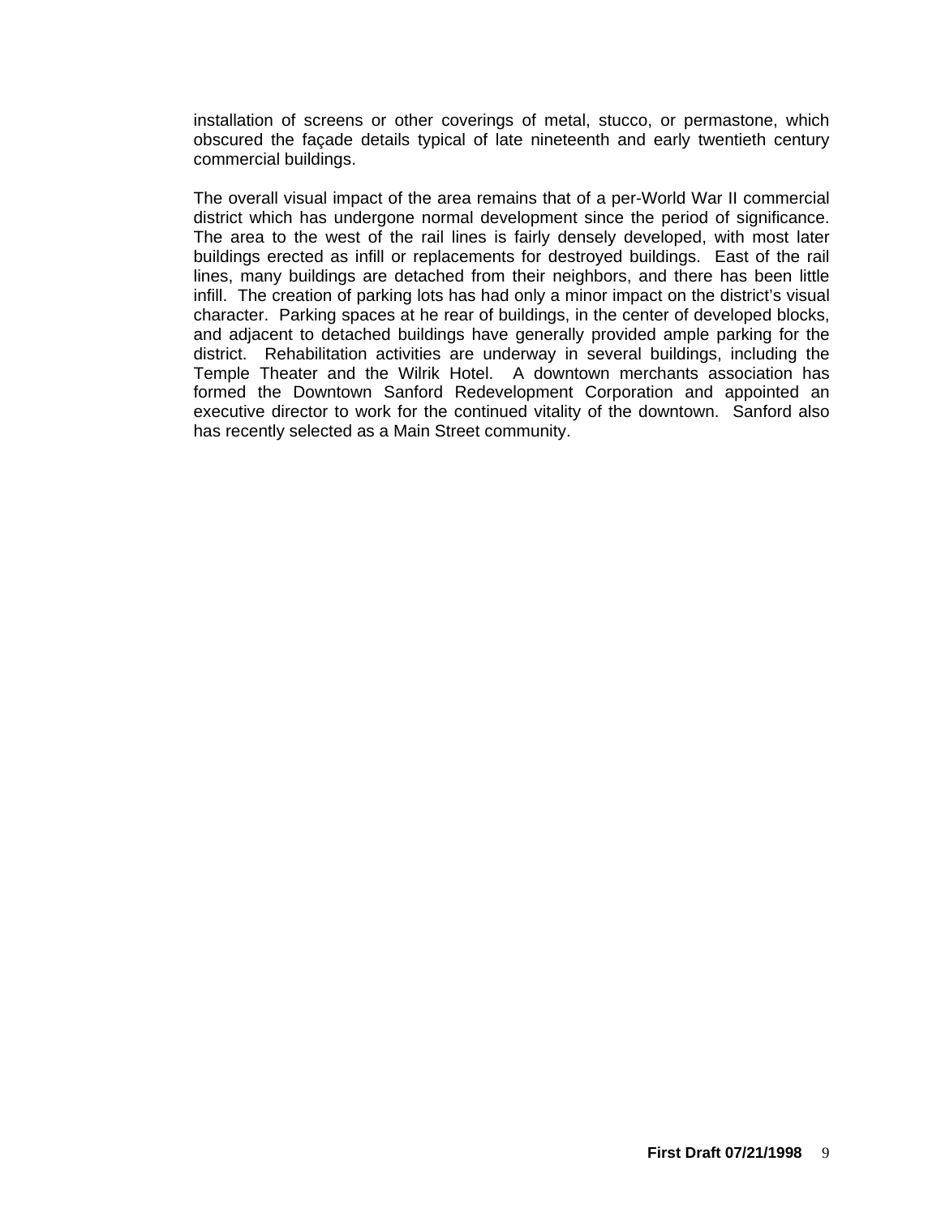installation of screens or other coverings of metal, stucco, or permastone, which obscured the façade details typical of late nineteenth and early twentieth century commercial buildings.

The overall visual impact of the area remains that of a per-World War II commercial district which has undergone normal development since the period of significance. The area to the west of the rail lines is fairly densely developed, with most later buildings erected as infill or replacements for destroyed buildings. East of the rail lines, many buildings are detached from their neighbors, and there has been little infill. The creation of parking lots has had only a minor impact on the district's visual character. Parking spaces at he rear of buildings, in the center of developed blocks, and adjacent to detached buildings have generally provided ample parking for the district. Rehabilitation activities are underway in several buildings, including the Temple Theater and the Wilrik Hotel. A downtown merchants association has formed the Downtown Sanford Redevelopment Corporation and appointed an executive director to work for the continued vitality of the downtown. Sanford also has recently selected as a Main Street community.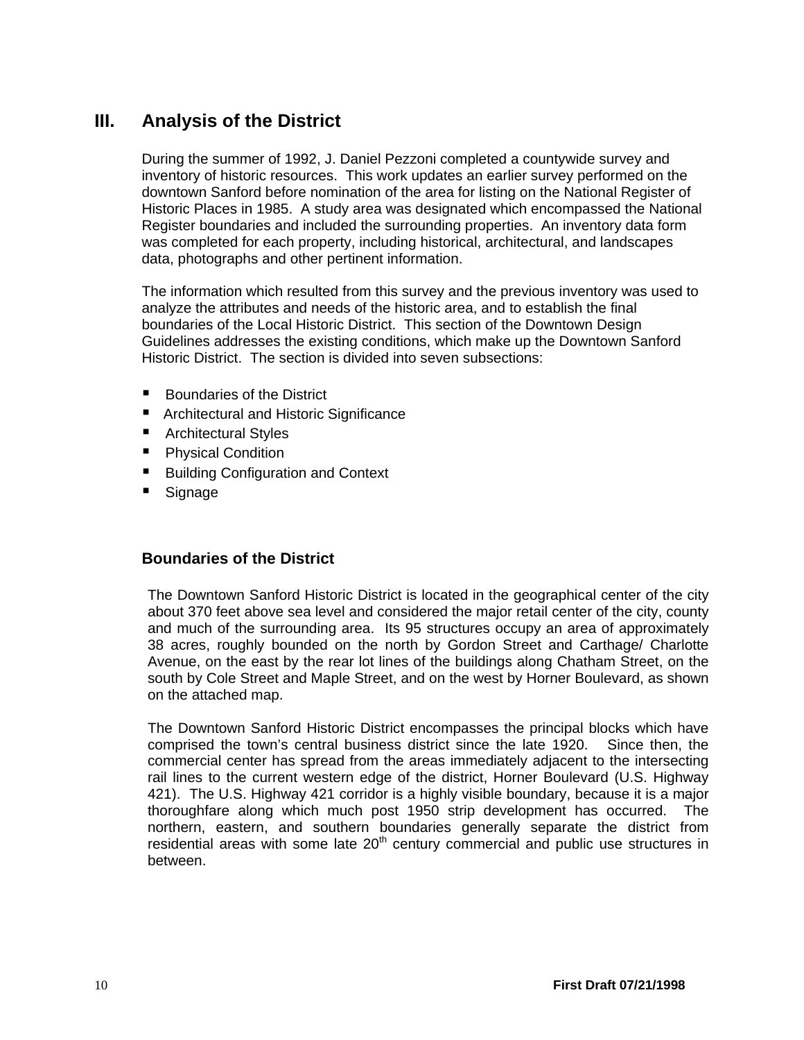# III. Analysis of the District

During the summer of 1992, J. Daniel Pezzoni completed a countywide survey and inventory of historic resources. This work updates an earlier survey performed on the downtown Sanford before nomination of the area for listing on the National Register of Historic Places in 1985. A study area was designated which encompassed the National Register boundaries and included the surrounding properties. An inventory data form was completed for each property, including historical, architectural, and landscapes data, photographs and other pertinent information.

The information which resulted from this survey and the previous inventory was used to analyze the attributes and needs of the historic area, and to establish the final boundaries of the Local Historic District. This section of the Downtown Design Guidelines addresses the existing conditions, which make up the Downtown Sanford Historic District. The section is divided into seven subsections:

- Boundaries of the District
- Architectural and Historic Significance
- Architectural Styles
- Physical Condition
- Building Configuration and Context
- Signage

## Boundaries of the District

The Downtown Sanford Historic District is located in the geographical center of the city about 370 feet above sea level and considered the major retail center of the city, county and much of the surrounding area. Its 95 structures occupy an area of approximately 38 acres, roughly bounded on the north by Gordon Street and Carthage/ Charlotte Avenue, on the east by the rear lot lines of the buildings along Chatham Street, on the south by Cole Street and Maple Street, and on the west by Horner Boulevard, as shown on the attached map.

The Downtown Sanford Historic District encompasses the principal blocks which have comprised the town's central business district since the late 1920. Since then, the commercial center has spread from the areas immediately adjacent to the intersecting rail lines to the current western edge of the district, Horner Boulevard (U.S. Highway 421). The U.S. Highway 421 corridor is a highly visible boundary, because it is a major thoroughfare along which much post 1950 strip development has occurred. The northern, eastern, and southern boundaries generally separate the district from residential areas with some late 20th century commercial and public use structures in between.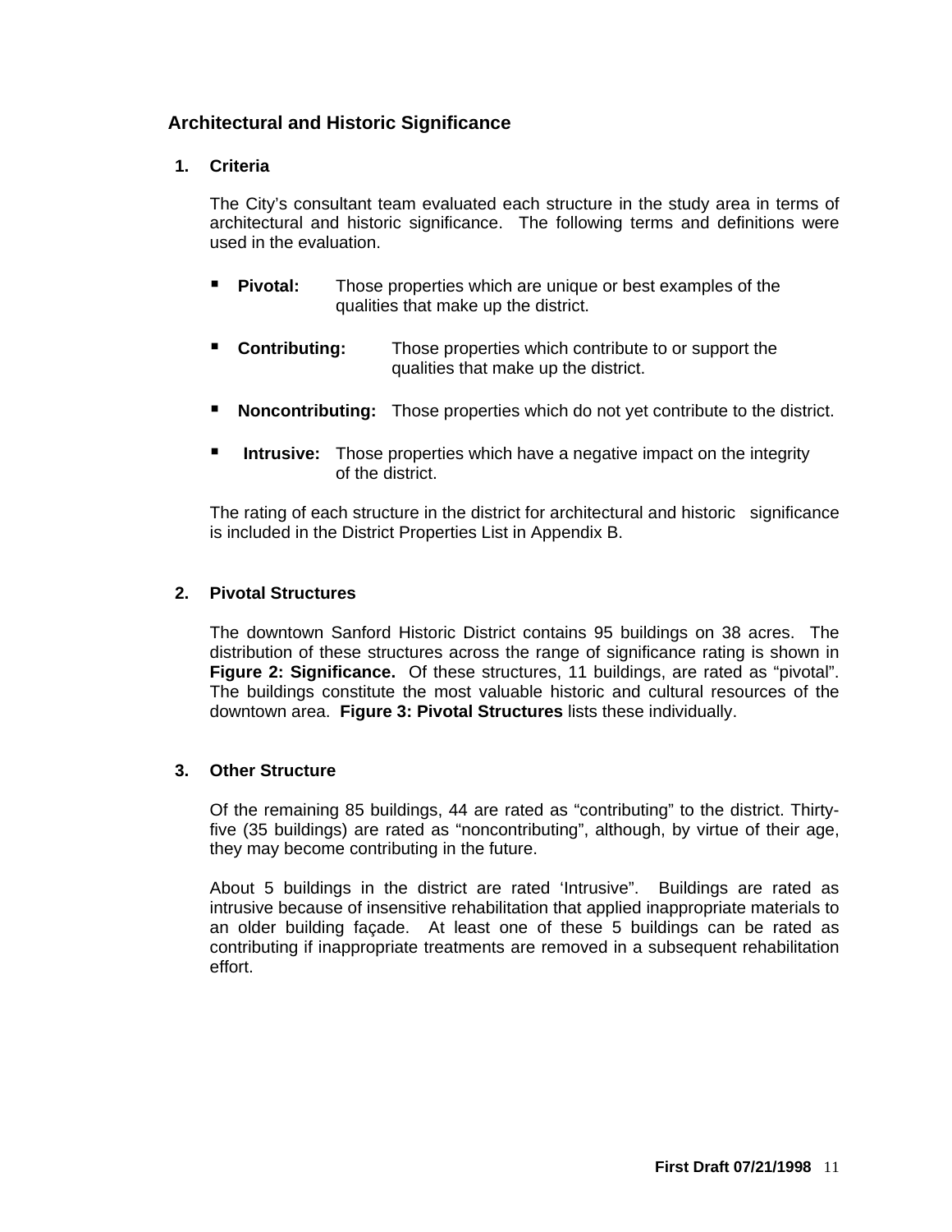## Architectural and Historic Significance

### 1. Criteria

The City's consultant team evaluated each structure in the study area in terms of architectural and historic significance. The following terms and definitions were used in the evaluation.

- **Pivotal:** Those properties which are unique or best examples of the qualities that make up the district.
- **Contributing:** Those properties which contribute to or support the qualities that make up the district.
- **Noncontributing:** Those properties which do not yet contribute to the district.
- **Intrusive:** Those properties which have a negative impact on the integrity of the district.

The rating of each structure in the district for architectural and historic significance is included in the District Properties List in Appendix B.

### 2. Pivotal Structures

The downtown Sanford Historic District contains 95 buildings on 38 acres. The distribution of these structures across the range of significance rating is shown in **Figure 2: Significance.** Of these structures, 11 buildings, are rated as "pivotal". The buildings constitute the most valuable historic and cultural resources of the downtown area. **Figure 3: Pivotal Structures** lists these individually.

### 3. Other Structure

Of the remaining 85 buildings, 44 are rated as "contributing" to the district. Thirty-five (35 buildings) are rated as "noncontributing", although, by virtue of their age, they may become contributing in the future.

About 5 buildings in the district are rated 'Intrusive". Buildings are rated as intrusive because of insensitive rehabilitation that applied inappropriate materials to an older building façade. At least one of these 5 buildings can be rated as contributing if inappropriate treatments are removed in a subsequent rehabilitation effort.

**First Draft 07/21/1998**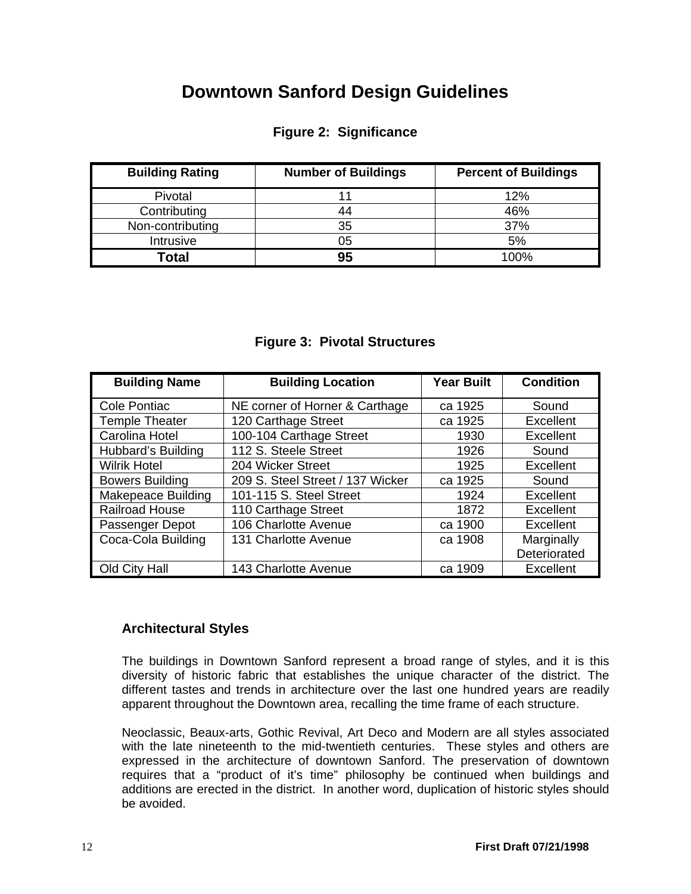# Downtown Sanford Design Guidelines

**Figure 2: Significance**

| Building Rating | Number of Buildings | Percent of Buildings |
|---|---|---|
| Pivotal | 11 | 12% |
| Contributing | 44 | 46% |
| Non-contributing | 35 | 37% |
| Intrusive | 05 | 5% |
| **Total** | **95** | 100% |

**Figure 3: Pivotal Structures**

| Building Name | Building Location | Year Built | Condition |
|---|---|---|---|
| Cole Pontiac | NE corner of Horner & Carthage | ca 1925 | Sound |
| Temple Theater | 120 Carthage Street | ca 1925 | Excellent |
| Carolina Hotel | 100-104 Carthage Street | 1930 | Excellent |
| Hubbard's Building | 112 S. Steele Street | 1926 | Sound |
| Wilrik Hotel | 204 Wicker Street | 1925 | Excellent |
| Bowers Building | 209 S. Steel Street / 137 Wicker | ca 1925 | Sound |
| Makepeace Building | 101-115 S. Steel Street | 1924 | Excellent |
| Railroad House | 110 Carthage Street | 1872 | Excellent |
| Passenger Depot | 106 Charlotte Avenue | ca 1900 | Excellent |
| Coca-Cola Building | 131 Charlotte Avenue | ca 1908 | Marginally Deteriorated |
| Old City Hall | 143 Charlotte Avenue | ca 1909 | Excellent |

### Architectural Styles

The buildings in Downtown Sanford represent a broad range of styles, and it is this diversity of historic fabric that establishes the unique character of the district. The different tastes and trends in architecture over the last one hundred years are readily apparent throughout the Downtown area, recalling the time frame of each structure.

Neoclassic, Beaux-arts, Gothic Revival, Art Deco and Modern are all styles associated with the late nineteenth to the mid-twentieth centuries. These styles and others are expressed in the architecture of downtown Sanford. The preservation of downtown requires that a "product of it's time" philosophy be continued when buildings and additions are erected in the district. In another word, duplication of historic styles should be avoided.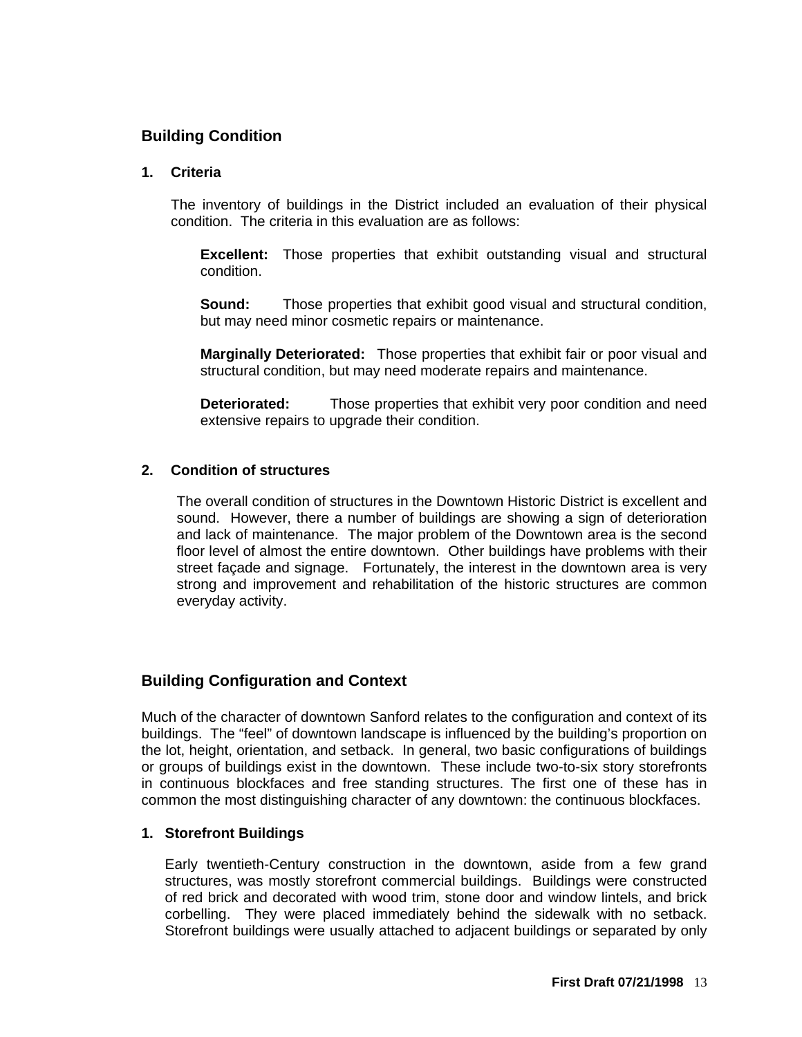## Building Condition

### 1. Criteria

The inventory of buildings in the District included an evaluation of their physical condition. The criteria in this evaluation are as follows:

**Excellent:** Those properties that exhibit outstanding visual and structural condition.

**Sound:** Those properties that exhibit good visual and structural condition, but may need minor cosmetic repairs or maintenance.

**Marginally Deteriorated:** Those properties that exhibit fair or poor visual and structural condition, but may need moderate repairs and maintenance.

**Deteriorated:** Those properties that exhibit very poor condition and need extensive repairs to upgrade their condition.

### 2. Condition of structures

The overall condition of structures in the Downtown Historic District is excellent and sound. However, there a number of buildings are showing a sign of deterioration and lack of maintenance. The major problem of the Downtown area is the second floor level of almost the entire downtown. Other buildings have problems with their street façade and signage. Fortunately, the interest in the downtown area is very strong and improvement and rehabilitation of the historic structures are common everyday activity.

## Building Configuration and Context

Much of the character of downtown Sanford relates to the configuration and context of its buildings. The "feel" of downtown landscape is influenced by the building's proportion on the lot, height, orientation, and setback. In general, two basic configurations of buildings or groups of buildings exist in the downtown. These include two-to-six story storefronts in continuous blockfaces and free standing structures. The first one of these has in common the most distinguishing character of any downtown: the continuous blockfaces.

### 1. Storefront Buildings

Early twentieth-Century construction in the downtown, aside from a few grand structures, was mostly storefront commercial buildings. Buildings were constructed of red brick and decorated with wood trim, stone door and window lintels, and brick corbelling. They were placed immediately behind the sidewalk with no setback. Storefront buildings were usually attached to adjacent buildings or separated by only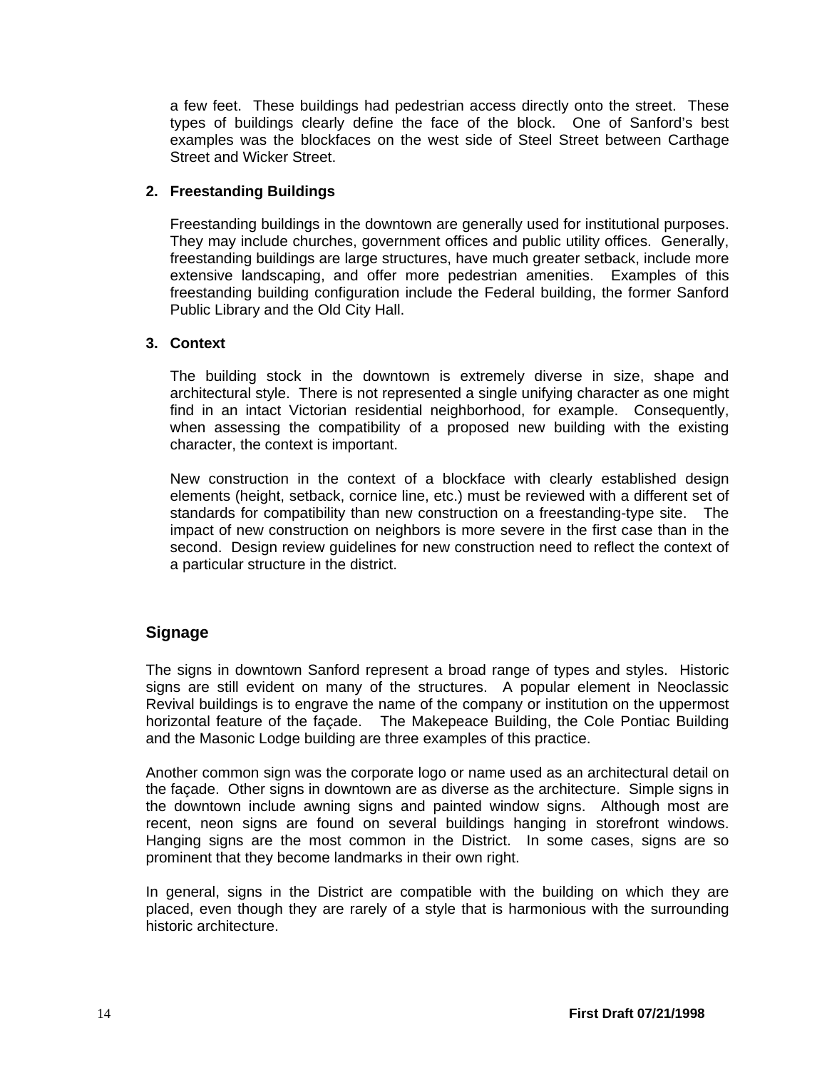a few feet. These buildings had pedestrian access directly onto the street. These types of buildings clearly define the face of the block. One of Sanford's best examples was the blockfaces on the west side of Steel Street between Carthage Street and Wicker Street.

**2. Freestanding Buildings**

Freestanding buildings in the downtown are generally used for institutional purposes. They may include churches, government offices and public utility offices. Generally, freestanding buildings are large structures, have much greater setback, include more extensive landscaping, and offer more pedestrian amenities. Examples of this freestanding building configuration include the Federal building, the former Sanford Public Library and the Old City Hall.

**3. Context**

The building stock in the downtown is extremely diverse in size, shape and architectural style. There is not represented a single unifying character as one might find in an intact Victorian residential neighborhood, for example. Consequently, when assessing the compatibility of a proposed new building with the existing character, the context is important.

New construction in the context of a blockface with clearly established design elements (height, setback, cornice line, etc.) must be reviewed with a different set of standards for compatibility than new construction on a freestanding-type site. The impact of new construction on neighbors is more severe in the first case than in the second. Design review guidelines for new construction need to reflect the context of a particular structure in the district.

## Signage

The signs in downtown Sanford represent a broad range of types and styles. Historic signs are still evident on many of the structures. A popular element in Neoclassic Revival buildings is to engrave the name of the company or institution on the uppermost horizontal feature of the façade. The Makepeace Building, the Cole Pontiac Building and the Masonic Lodge building are three examples of this practice.

Another common sign was the corporate logo or name used as an architectural detail on the façade. Other signs in downtown are as diverse as the architecture. Simple signs in the downtown include awning signs and painted window signs. Although most are recent, neon signs are found on several buildings hanging in storefront windows. Hanging signs are the most common in the District. In some cases, signs are so prominent that they become landmarks in their own right.

In general, signs in the District are compatible with the building on which they are placed, even though they are rarely of a style that is harmonious with the surrounding historic architecture.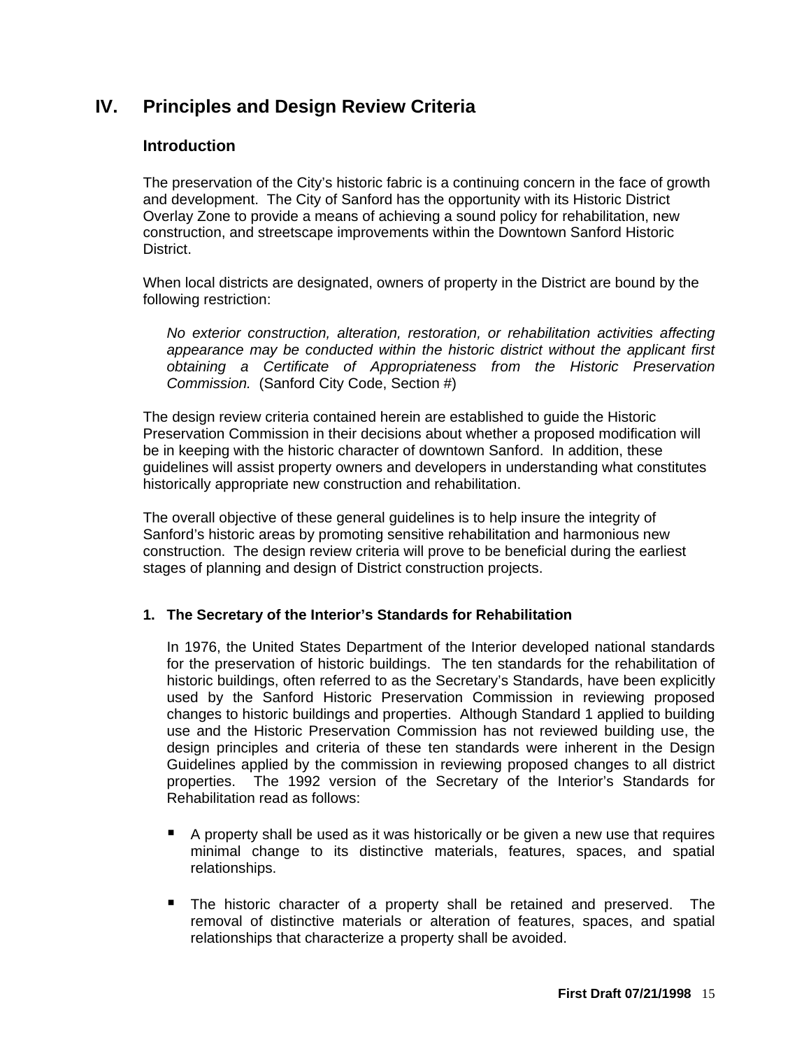# IV. Principles and Design Review Criteria

## Introduction

The preservation of the City's historic fabric is a continuing concern in the face of growth and development. The City of Sanford has the opportunity with its Historic District Overlay Zone to provide a means of achieving a sound policy for rehabilitation, new construction, and streetscape improvements within the Downtown Sanford Historic District.

When local districts are designated, owners of property in the District are bound by the following restriction:

> *No exterior construction, alteration, restoration, or rehabilitation activities affecting appearance may be conducted within the historic district without the applicant first obtaining a Certificate of Appropriateness from the Historic Preservation Commission.* (Sanford City Code, Section #)

The design review criteria contained herein are established to guide the Historic Preservation Commission in their decisions about whether a proposed modification will be in keeping with the historic character of downtown Sanford. In addition, these guidelines will assist property owners and developers in understanding what constitutes historically appropriate new construction and rehabilitation.

The overall objective of these general guidelines is to help insure the integrity of Sanford's historic areas by promoting sensitive rehabilitation and harmonious new construction. The design review criteria will prove to be beneficial during the earliest stages of planning and design of District construction projects.

### 1. The Secretary of the Interior's Standards for Rehabilitation

In 1976, the United States Department of the Interior developed national standards for the preservation of historic buildings. The ten standards for the rehabilitation of historic buildings, often referred to as the Secretary's Standards, have been explicitly used by the Sanford Historic Preservation Commission in reviewing proposed changes to historic buildings and properties. Although Standard 1 applied to building use and the Historic Preservation Commission has not reviewed building use, the design principles and criteria of these ten standards were inherent in the Design Guidelines applied by the commission in reviewing proposed changes to all district properties. The 1992 version of the Secretary of the Interior's Standards for Rehabilitation read as follows:

- A property shall be used as it was historically or be given a new use that requires minimal change to its distinctive materials, features, spaces, and spatial relationships.
- The historic character of a property shall be retained and preserved. The removal of distinctive materials or alteration of features, spaces, and spatial relationships that characterize a property shall be avoided.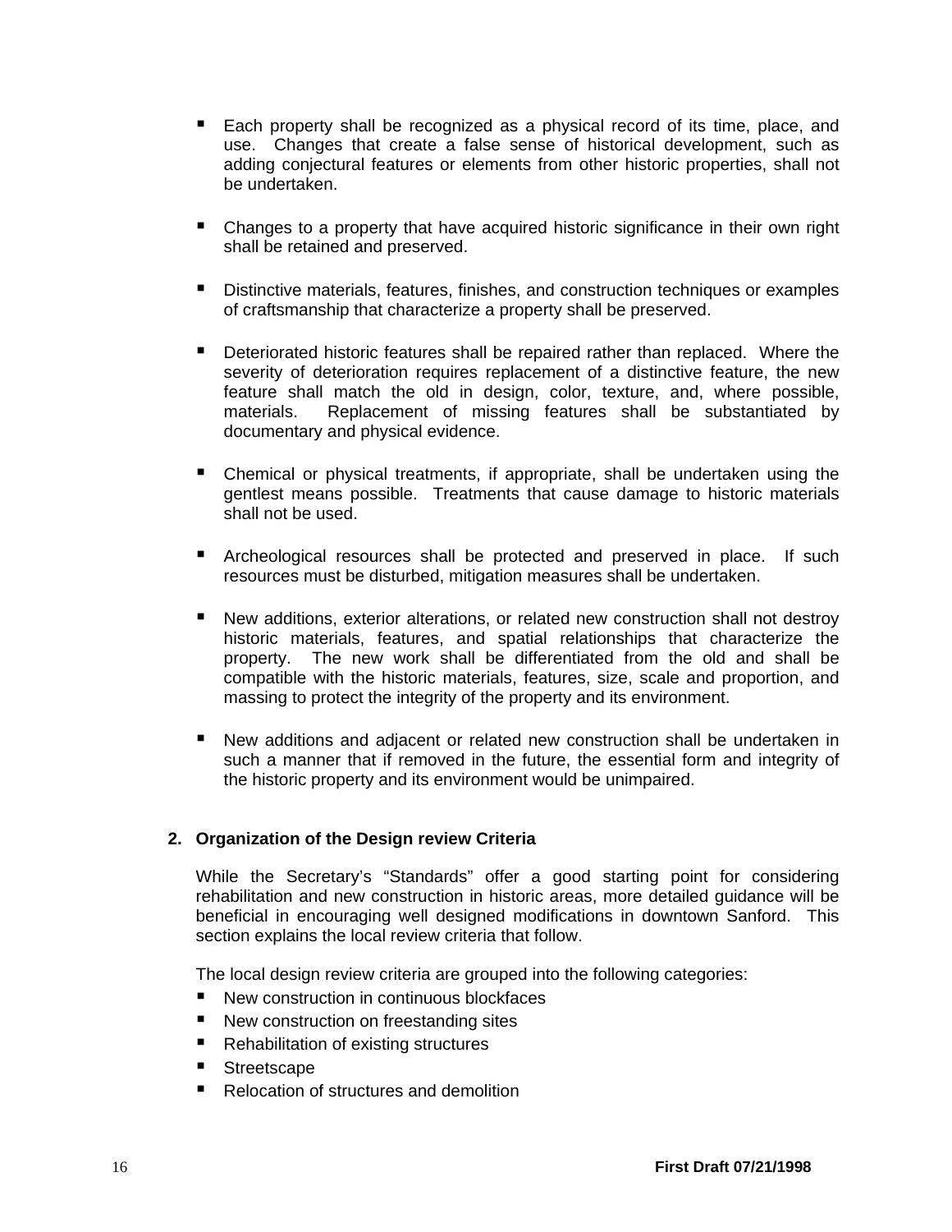- Each property shall be recognized as a physical record of its time, place, and use. Changes that create a false sense of historical development, such as adding conjectural features or elements from other historic properties, shall not be undertaken.
- Changes to a property that have acquired historic significance in their own right shall be retained and preserved.
- Distinctive materials, features, finishes, and construction techniques or examples of craftsmanship that characterize a property shall be preserved.
- Deteriorated historic features shall be repaired rather than replaced. Where the severity of deterioration requires replacement of a distinctive feature, the new feature shall match the old in design, color, texture, and, where possible, materials. Replacement of missing features shall be substantiated by documentary and physical evidence.
- Chemical or physical treatments, if appropriate, shall be undertaken using the gentlest means possible. Treatments that cause damage to historic materials shall not be used.
- Archeological resources shall be protected and preserved in place. If such resources must be disturbed, mitigation measures shall be undertaken.
- New additions, exterior alterations, or related new construction shall not destroy historic materials, features, and spatial relationships that characterize the property. The new work shall be differentiated from the old and shall be compatible with the historic materials, features, size, scale and proportion, and massing to protect the integrity of the property and its environment.
- New additions and adjacent or related new construction shall be undertaken in such a manner that if removed in the future, the essential form and integrity of the historic property and its environment would be unimpaired.

## 2. Organization of the Design review Criteria

While the Secretary's "Standards" offer a good starting point for considering rehabilitation and new construction in historic areas, more detailed guidance will be beneficial in encouraging well designed modifications in downtown Sanford. This section explains the local review criteria that follow.

The local design review criteria are grouped into the following categories:

- New construction in continuous blockfaces
- New construction on freestanding sites
- Rehabilitation of existing structures
- Streetscape
- Relocation of structures and demolition

**First Draft 07/21/1998**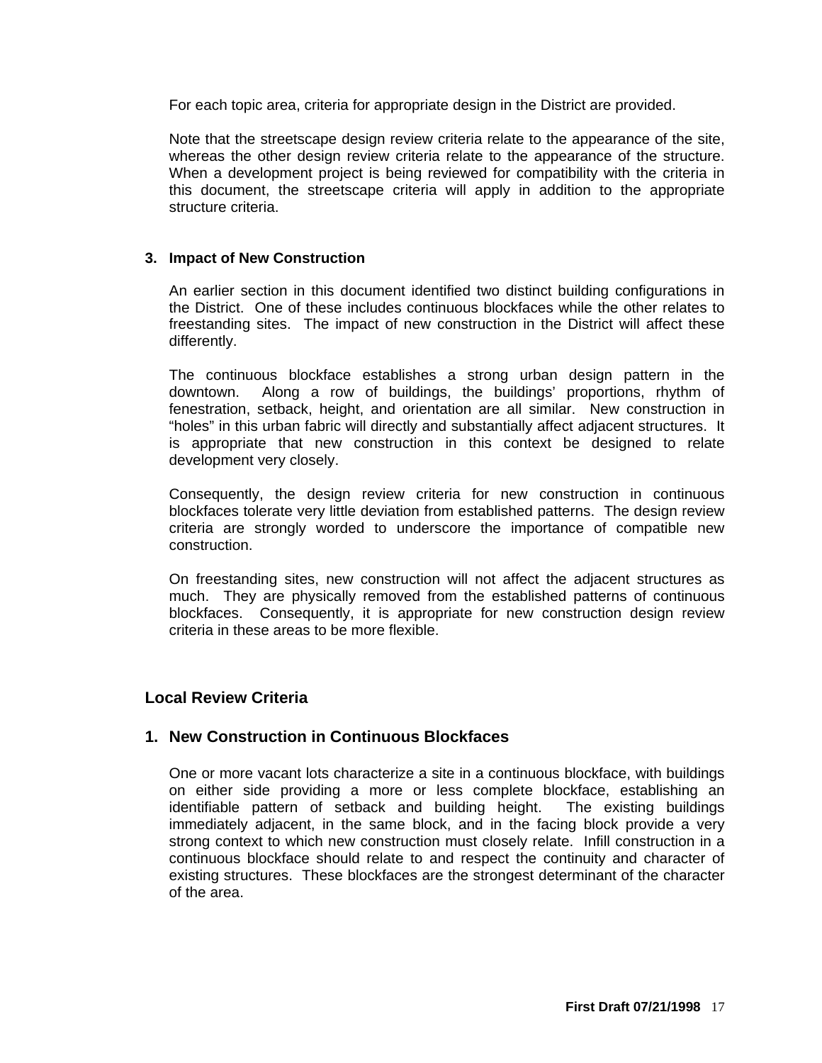For each topic area, criteria for appropriate design in the District are provided.

Note that the streetscape design review criteria relate to the appearance of the site, whereas the other design review criteria relate to the appearance of the structure. When a development project is being reviewed for compatibility with the criteria in this document, the streetscape criteria will apply in addition to the appropriate structure criteria.

### 3. Impact of New Construction

An earlier section in this document identified two distinct building configurations in the District. One of these includes continuous blockfaces while the other relates to freestanding sites. The impact of new construction in the District will affect these differently.

The continuous blockface establishes a strong urban design pattern in the downtown. Along a row of buildings, the buildings' proportions, rhythm of fenestration, setback, height, and orientation are all similar. New construction in "holes" in this urban fabric will directly and substantially affect adjacent structures. It is appropriate that new construction in this context be designed to relate development very closely.

Consequently, the design review criteria for new construction in continuous blockfaces tolerate very little deviation from established patterns. The design review criteria are strongly worded to underscore the importance of compatible new construction.

On freestanding sites, new construction will not affect the adjacent structures as much. They are physically removed from the established patterns of continuous blockfaces. Consequently, it is appropriate for new construction design review criteria in these areas to be more flexible.

## Local Review Criteria

### 1. New Construction in Continuous Blockfaces

One or more vacant lots characterize a site in a continuous blockface, with buildings on either side providing a more or less complete blockface, establishing an identifiable pattern of setback and building height. The existing buildings immediately adjacent, in the same block, and in the facing block provide a very strong context to which new construction must closely relate. Infill construction in a continuous blockface should relate to and respect the continuity and character of existing structures. These blockfaces are the strongest determinant of the character of the area.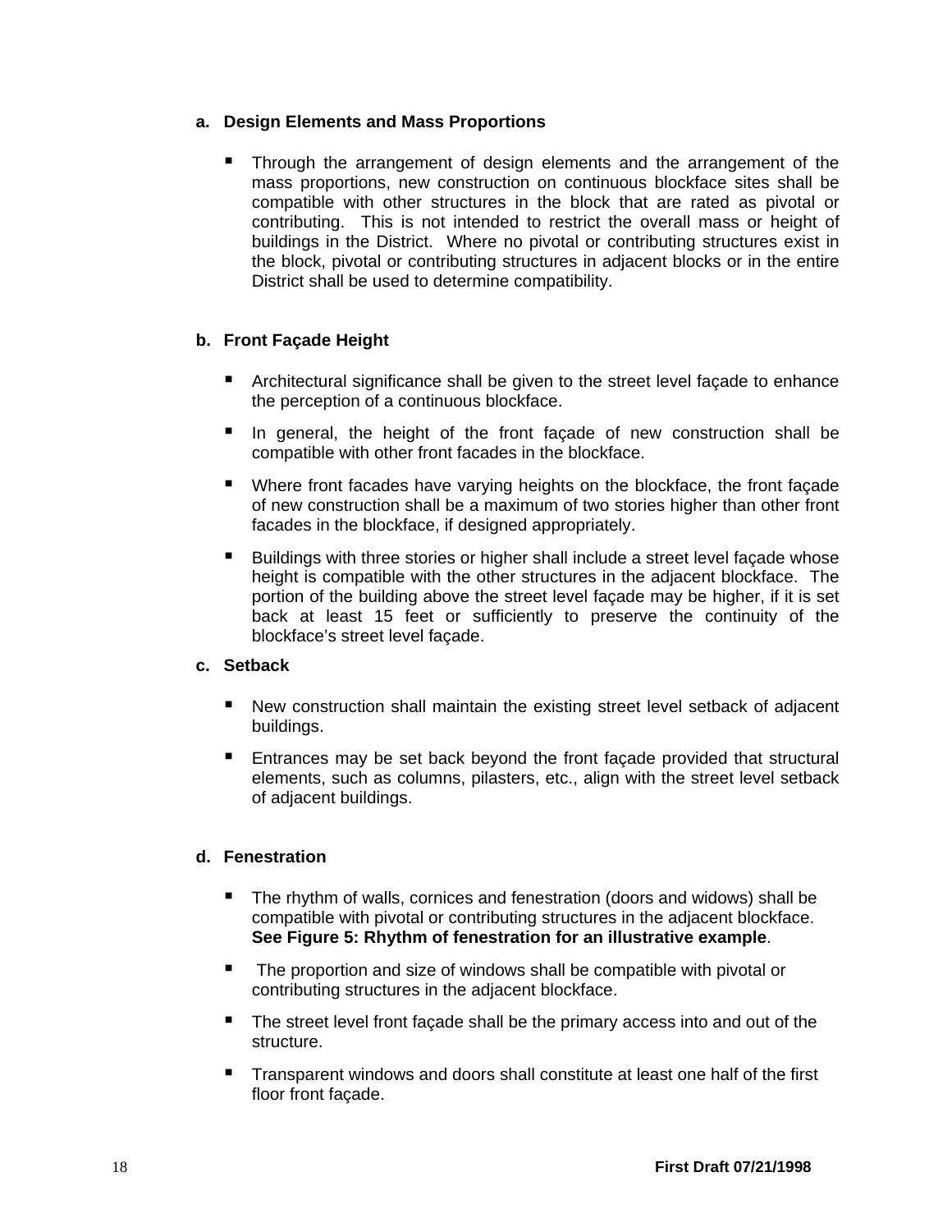**a. Design Elements and Mass Proportions**

- Through the arrangement of design elements and the arrangement of the mass proportions, new construction on continuous blockface sites shall be compatible with other structures in the block that are rated as pivotal or contributing. This is not intended to restrict the overall mass or height of buildings in the District. Where no pivotal or contributing structures exist in the block, pivotal or contributing structures in adjacent blocks or in the entire District shall be used to determine compatibility.

**b. Front Façade Height**

- Architectural significance shall be given to the street level façade to enhance the perception of a continuous blockface.
- In general, the height of the front façade of new construction shall be compatible with other front facades in the blockface.
- Where front facades have varying heights on the blockface, the front façade of new construction shall be a maximum of two stories higher than other front facades in the blockface, if designed appropriately.
- Buildings with three stories or higher shall include a street level façade whose height is compatible with the other structures in the adjacent blockface. The portion of the building above the street level façade may be higher, if it is set back at least 15 feet or sufficiently to preserve the continuity of the blockface's street level façade.

**c. Setback**

- New construction shall maintain the existing street level setback of adjacent buildings.
- Entrances may be set back beyond the front façade provided that structural elements, such as columns, pilasters, etc., align with the street level setback of adjacent buildings.

**d. Fenestration**

- The rhythm of walls, cornices and fenestration (doors and widows) shall be compatible with pivotal or contributing structures in the adjacent blockface. **See Figure 5: Rhythm of fenestration for an illustrative example**.
- The proportion and size of windows shall be compatible with pivotal or contributing structures in the adjacent blockface.
- The street level front façade shall be the primary access into and out of the structure.
- Transparent windows and doors shall constitute at least one half of the first floor front façade.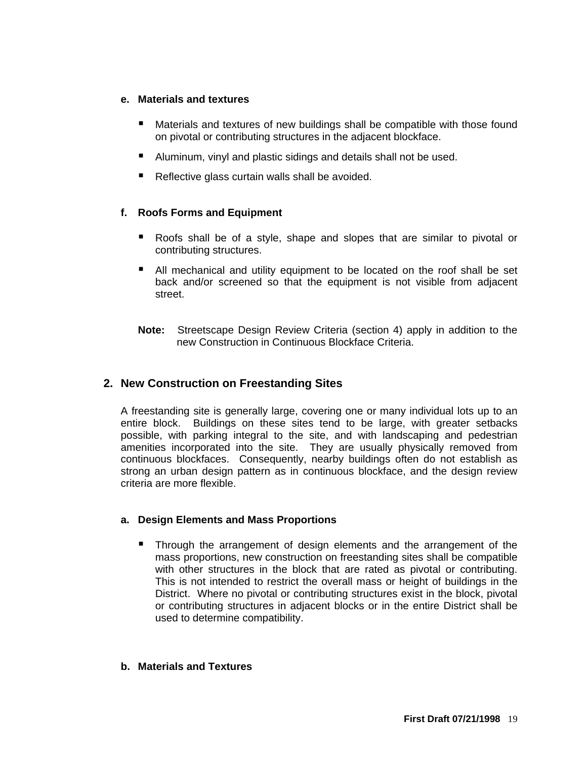**e. Materials and textures**

- Materials and textures of new buildings shall be compatible with those found on pivotal or contributing structures in the adjacent blockface.
- Aluminum, vinyl and plastic sidings and details shall not be used.
- Reflective glass curtain walls shall be avoided.

**f. Roofs Forms and Equipment**

- Roofs shall be of a style, shape and slopes that are similar to pivotal or contributing structures.
- All mechanical and utility equipment to be located on the roof shall be set back and/or screened so that the equipment is not visible from adjacent street.

**Note:** Streetscape Design Review Criteria (section 4) apply in addition to the new Construction in Continuous Blockface Criteria.

## 2. New Construction on Freestanding Sites

A freestanding site is generally large, covering one or many individual lots up to an entire block. Buildings on these sites tend to be large, with greater setbacks possible, with parking integral to the site, and with landscaping and pedestrian amenities incorporated into the site. They are usually physically removed from continuous blockfaces. Consequently, nearby buildings often do not establish as strong an urban design pattern as in continuous blockface, and the design review criteria are more flexible.

**a. Design Elements and Mass Proportions**

- Through the arrangement of design elements and the arrangement of the mass proportions, new construction on freestanding sites shall be compatible with other structures in the block that are rated as pivotal or contributing. This is not intended to restrict the overall mass or height of buildings in the District. Where no pivotal or contributing structures exist in the block, pivotal or contributing structures in adjacent blocks or in the entire District shall be used to determine compatibility.

**b. Materials and Textures**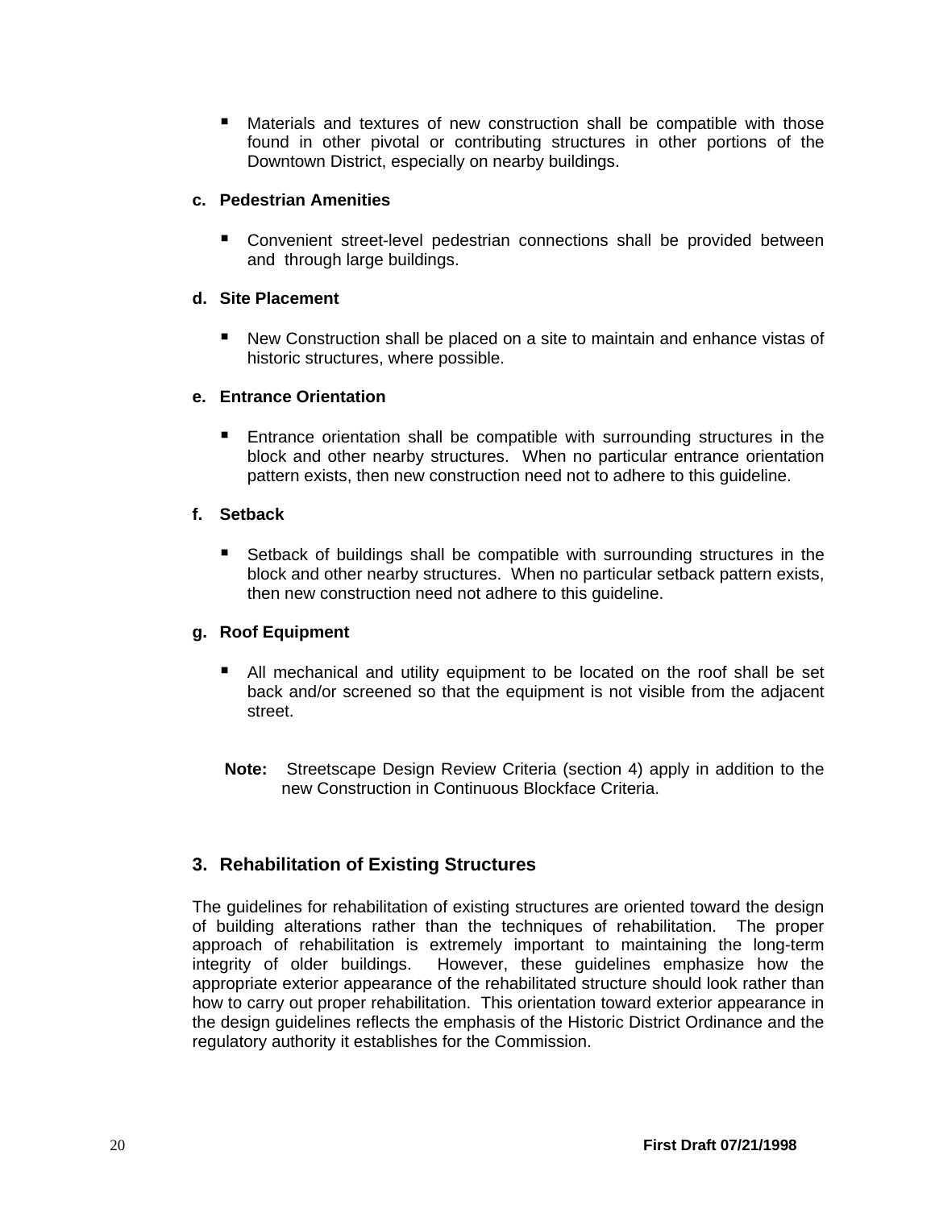- Materials and textures of new construction shall be compatible with those found in other pivotal or contributing structures in other portions of the Downtown District, especially on nearby buildings.

**c. Pedestrian Amenities**

- Convenient street-level pedestrian connections shall be provided between and through large buildings.

**d. Site Placement**

- New Construction shall be placed on a site to maintain and enhance vistas of historic structures, where possible.

**e. Entrance Orientation**

- Entrance orientation shall be compatible with surrounding structures in the block and other nearby structures. When no particular entrance orientation pattern exists, then new construction need not to adhere to this guideline.

**f. Setback**

- Setback of buildings shall be compatible with surrounding structures in the block and other nearby structures. When no particular setback pattern exists, then new construction need not adhere to this guideline.

**g. Roof Equipment**

- All mechanical and utility equipment to be located on the roof shall be set back and/or screened so that the equipment is not visible from the adjacent street.

**Note:** Streetscape Design Review Criteria (section 4) apply in addition to the new Construction in Continuous Blockface Criteria.

## 3. Rehabilitation of Existing Structures

The guidelines for rehabilitation of existing structures are oriented toward the design of building alterations rather than the techniques of rehabilitation. The proper approach of rehabilitation is extremely important to maintaining the long-term integrity of older buildings. However, these guidelines emphasize how the appropriate exterior appearance of the rehabilitated structure should look rather than how to carry out proper rehabilitation. This orientation toward exterior appearance in the design guidelines reflects the emphasis of the Historic District Ordinance and the regulatory authority it establishes for the Commission.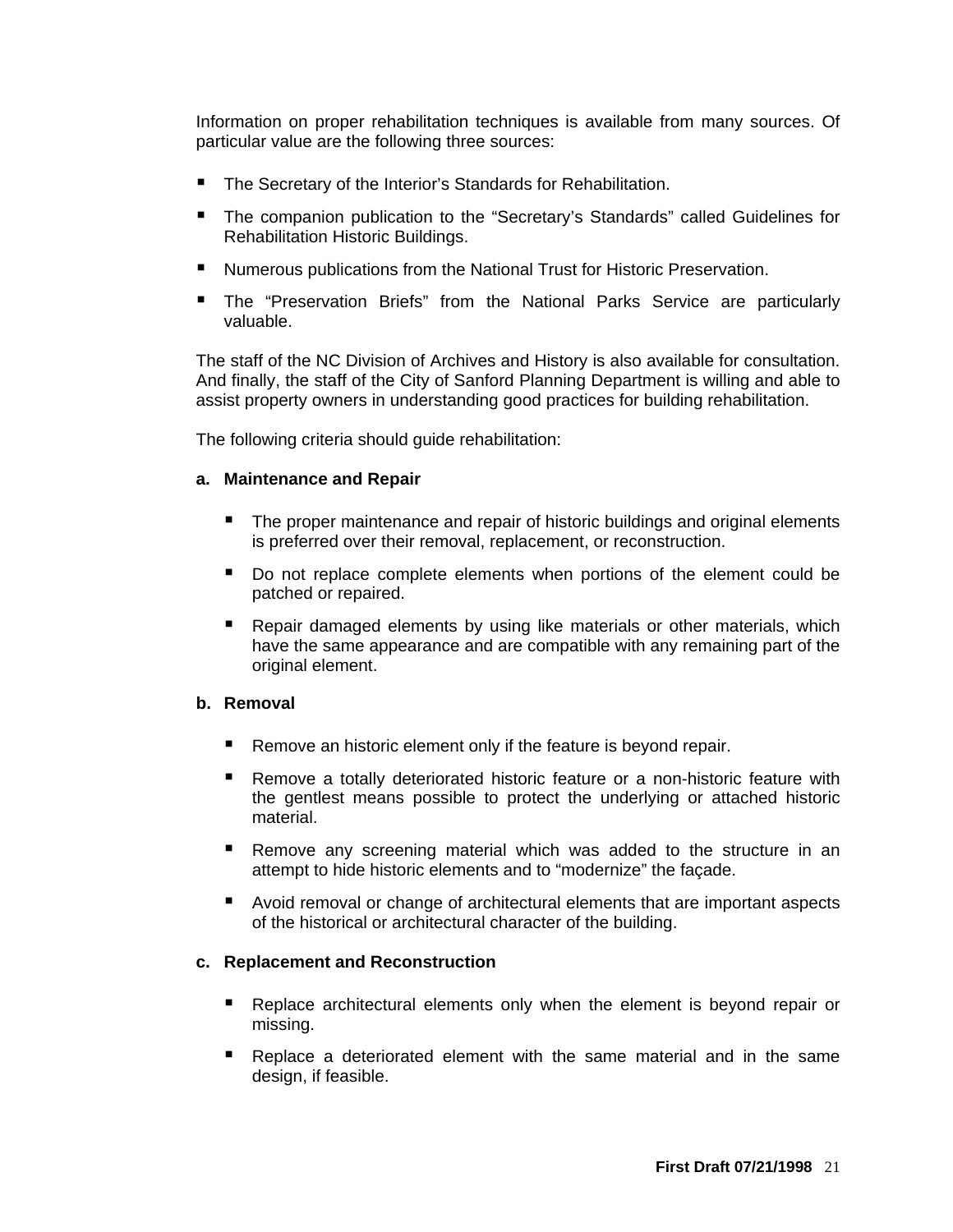Information on proper rehabilitation techniques is available from many sources. Of particular value are the following three sources:

- The Secretary of the Interior's Standards for Rehabilitation.
- The companion publication to the "Secretary's Standards" called Guidelines for Rehabilitation Historic Buildings.
- Numerous publications from the National Trust for Historic Preservation.
- The "Preservation Briefs" from the National Parks Service are particularly valuable.

The staff of the NC Division of Archives and History is also available for consultation. And finally, the staff of the City of Sanford Planning Department is willing and able to assist property owners in understanding good practices for building rehabilitation.

The following criteria should guide rehabilitation:

**a. Maintenance and Repair**

- The proper maintenance and repair of historic buildings and original elements is preferred over their removal, replacement, or reconstruction.
- Do not replace complete elements when portions of the element could be patched or repaired.
- Repair damaged elements by using like materials or other materials, which have the same appearance and are compatible with any remaining part of the original element.

**b. Removal**

- Remove an historic element only if the feature is beyond repair.
- Remove a totally deteriorated historic feature or a non-historic feature with the gentlest means possible to protect the underlying or attached historic material.
- Remove any screening material which was added to the structure in an attempt to hide historic elements and to "modernize" the façade.
- Avoid removal or change of architectural elements that are important aspects of the historical or architectural character of the building.

**c. Replacement and Reconstruction**

- Replace architectural elements only when the element is beyond repair or missing.
- Replace a deteriorated element with the same material and in the same design, if feasible.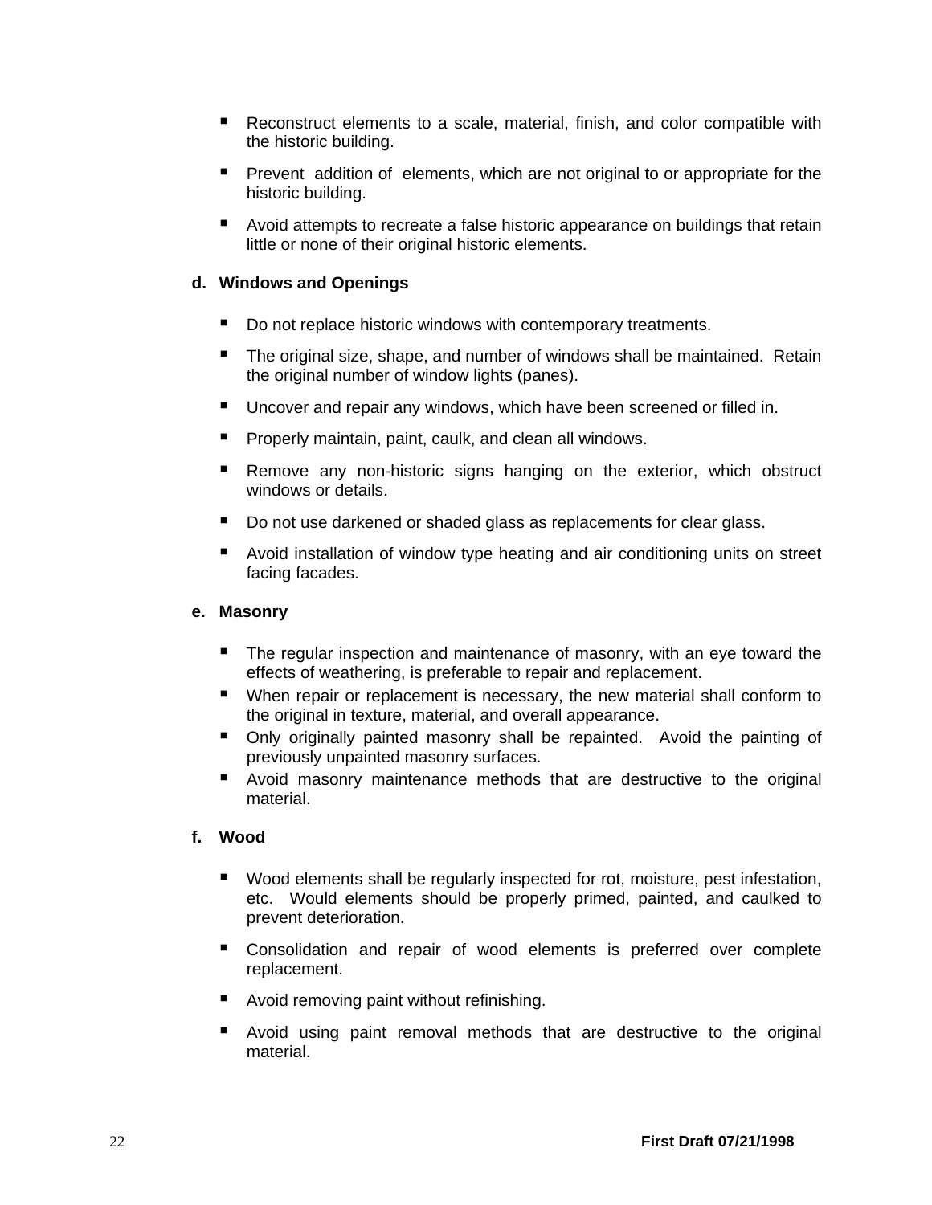- Reconstruct elements to a scale, material, finish, and color compatible with the historic building.
- Prevent addition of elements, which are not original to or appropriate for the historic building.
- Avoid attempts to recreate a false historic appearance on buildings that retain little or none of their original historic elements.

**d. Windows and Openings**

- Do not replace historic windows with contemporary treatments.
- The original size, shape, and number of windows shall be maintained. Retain the original number of window lights (panes).
- Uncover and repair any windows, which have been screened or filled in.
- Properly maintain, paint, caulk, and clean all windows.
- Remove any non-historic signs hanging on the exterior, which obstruct windows or details.
- Do not use darkened or shaded glass as replacements for clear glass.
- Avoid installation of window type heating and air conditioning units on street facing facades.

**e. Masonry**

- The regular inspection and maintenance of masonry, with an eye toward the effects of weathering, is preferable to repair and replacement.
- When repair or replacement is necessary, the new material shall conform to the original in texture, material, and overall appearance.
- Only originally painted masonry shall be repainted. Avoid the painting of previously unpainted masonry surfaces.
- Avoid masonry maintenance methods that are destructive to the original material.

**f. Wood**

- Wood elements shall be regularly inspected for rot, moisture, pest infestation, etc. Would elements should be properly primed, painted, and caulked to prevent deterioration.
- Consolidation and repair of wood elements is preferred over complete replacement.
- Avoid removing paint without refinishing.
- Avoid using paint removal methods that are destructive to the original material.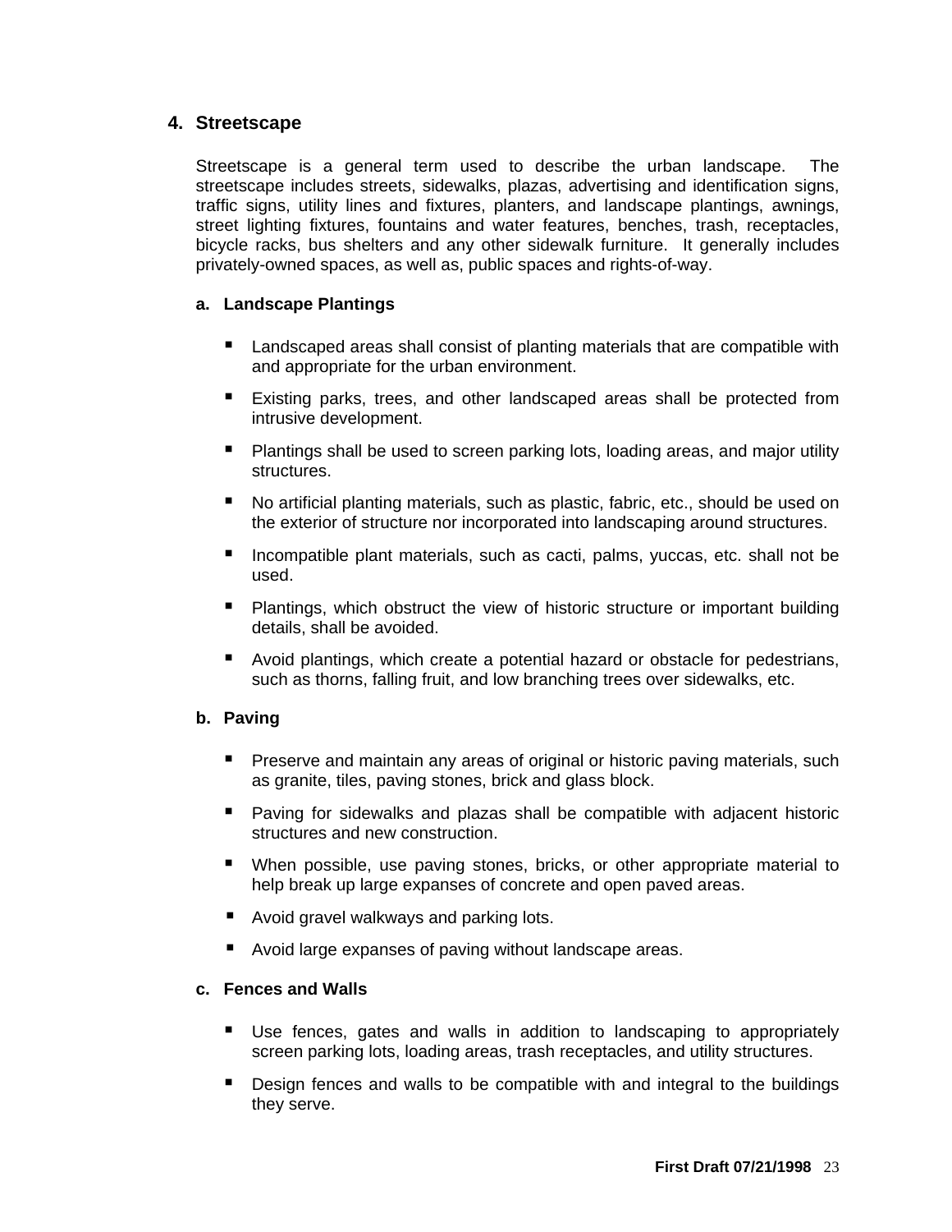## 4. Streetscape

Streetscape is a general term used to describe the urban landscape. The streetscape includes streets, sidewalks, plazas, advertising and identification signs, traffic signs, utility lines and fixtures, planters, and landscape plantings, awnings, street lighting fixtures, fountains and water features, benches, trash, receptacles, bicycle racks, bus shelters and any other sidewalk furniture. It generally includes privately-owned spaces, as well as, public spaces and rights-of-way.

### a. Landscape Plantings

- Landscaped areas shall consist of planting materials that are compatible with and appropriate for the urban environment.
- Existing parks, trees, and other landscaped areas shall be protected from intrusive development.
- Plantings shall be used to screen parking lots, loading areas, and major utility structures.
- No artificial planting materials, such as plastic, fabric, etc., should be used on the exterior of structure nor incorporated into landscaping around structures.
- Incompatible plant materials, such as cacti, palms, yuccas, etc. shall not be used.
- Plantings, which obstruct the view of historic structure or important building details, shall be avoided.
- Avoid plantings, which create a potential hazard or obstacle for pedestrians, such as thorns, falling fruit, and low branching trees over sidewalks, etc.

### b. Paving

- Preserve and maintain any areas of original or historic paving materials, such as granite, tiles, paving stones, brick and glass block.
- Paving for sidewalks and plazas shall be compatible with adjacent historic structures and new construction.
- When possible, use paving stones, bricks, or other appropriate material to help break up large expanses of concrete and open paved areas.
- Avoid gravel walkways and parking lots.
- Avoid large expanses of paving without landscape areas.

### c. Fences and Walls

- Use fences, gates and walls in addition to landscaping to appropriately screen parking lots, loading areas, trash receptacles, and utility structures.
- Design fences and walls to be compatible with and integral to the buildings they serve.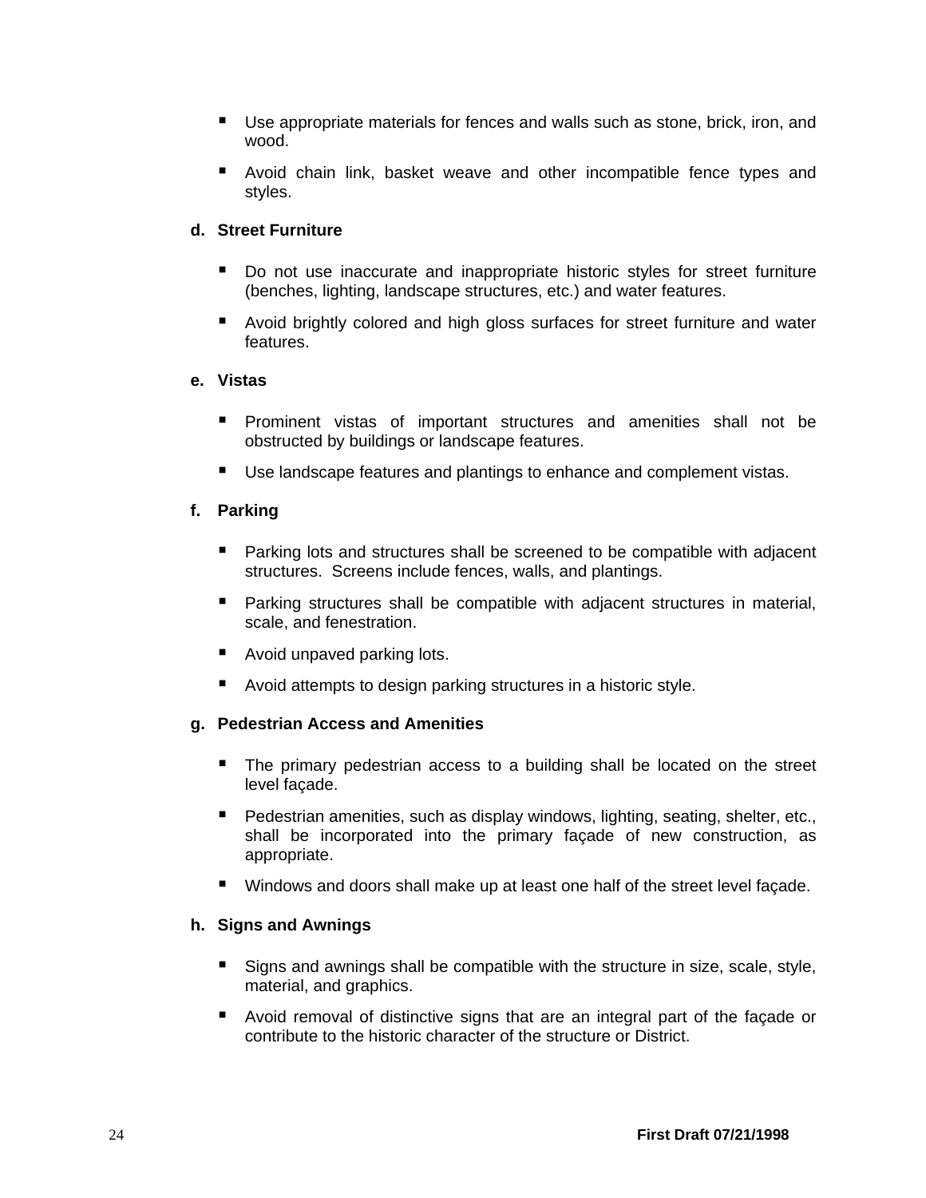- Use appropriate materials for fences and walls such as stone, brick, iron, and wood.
- Avoid chain link, basket weave and other incompatible fence types and styles.

**d. Street Furniture**

- Do not use inaccurate and inappropriate historic styles for street furniture (benches, lighting, landscape structures, etc.) and water features.
- Avoid brightly colored and high gloss surfaces for street furniture and water features.

**e. Vistas**

- Prominent vistas of important structures and amenities shall not be obstructed by buildings or landscape features.
- Use landscape features and plantings to enhance and complement vistas.

**f. Parking**

- Parking lots and structures shall be screened to be compatible with adjacent structures. Screens include fences, walls, and plantings.
- Parking structures shall be compatible with adjacent structures in material, scale, and fenestration.
- Avoid unpaved parking lots.
- Avoid attempts to design parking structures in a historic style.

**g. Pedestrian Access and Amenities**

- The primary pedestrian access to a building shall be located on the street level façade.
- Pedestrian amenities, such as display windows, lighting, seating, shelter, etc., shall be incorporated into the primary façade of new construction, as appropriate.
- Windows and doors shall make up at least one half of the street level façade.

**h. Signs and Awnings**

- Signs and awnings shall be compatible with the structure in size, scale, style, material, and graphics.
- Avoid removal of distinctive signs that are an integral part of the façade or contribute to the historic character of the structure or District.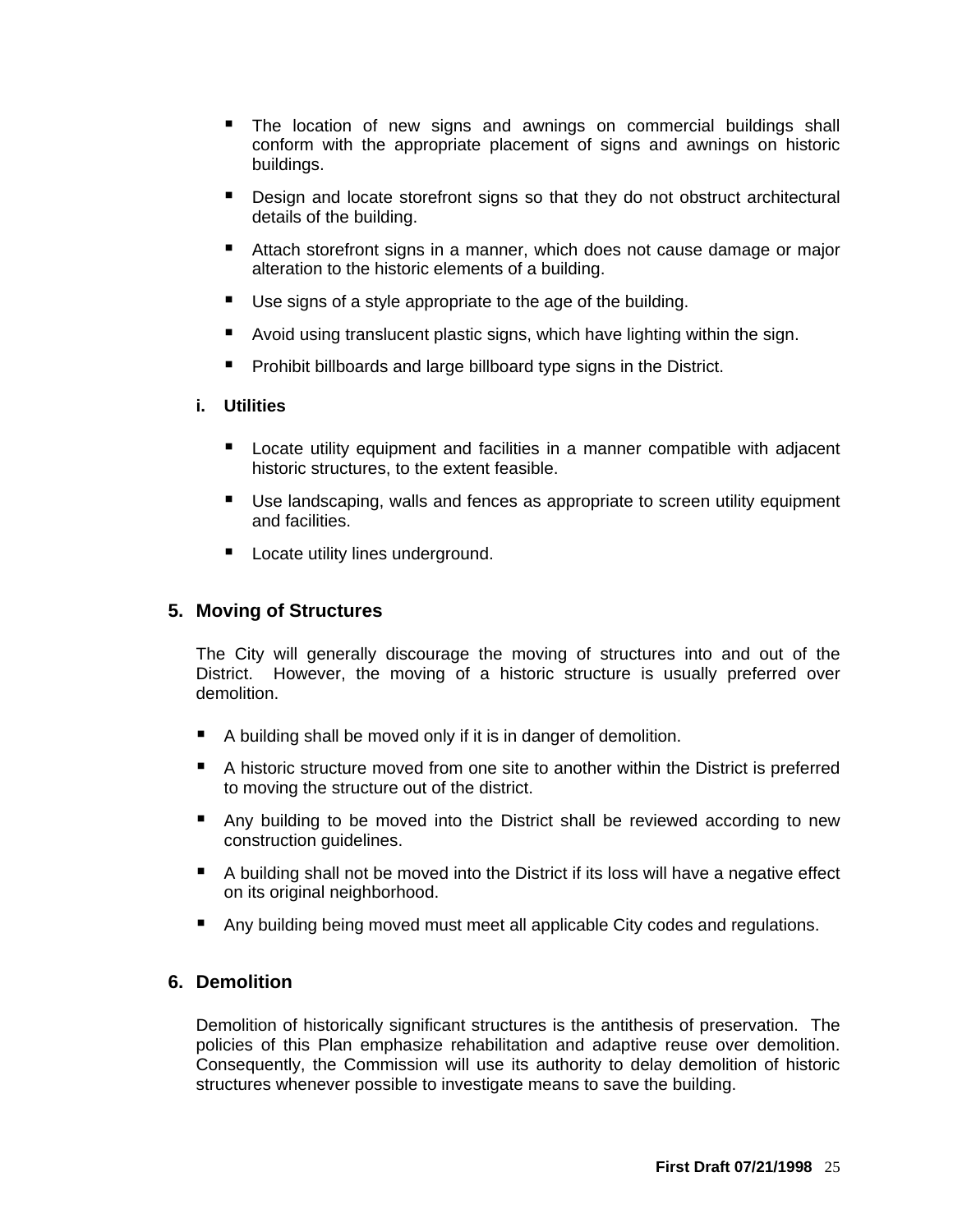- The location of new signs and awnings on commercial buildings shall conform with the appropriate placement of signs and awnings on historic buildings.
- Design and locate storefront signs so that they do not obstruct architectural details of the building.
- Attach storefront signs in a manner, which does not cause damage or major alteration to the historic elements of a building.
- Use signs of a style appropriate to the age of the building.
- Avoid using translucent plastic signs, which have lighting within the sign.
- Prohibit billboards and large billboard type signs in the District.

#### i. Utilities

- Locate utility equipment and facilities in a manner compatible with adjacent historic structures, to the extent feasible.
- Use landscaping, walls and fences as appropriate to screen utility equipment and facilities.
- Locate utility lines underground.

### 5. Moving of Structures

The City will generally discourage the moving of structures into and out of the District. However, the moving of a historic structure is usually preferred over demolition.

- A building shall be moved only if it is in danger of demolition.
- A historic structure moved from one site to another within the District is preferred to moving the structure out of the district.
- Any building to be moved into the District shall be reviewed according to new construction guidelines.
- A building shall not be moved into the District if its loss will have a negative effect on its original neighborhood.
- Any building being moved must meet all applicable City codes and regulations.

### 6. Demolition

Demolition of historically significant structures is the antithesis of preservation. The policies of this Plan emphasize rehabilitation and adaptive reuse over demolition. Consequently, the Commission will use its authority to delay demolition of historic structures whenever possible to investigate means to save the building.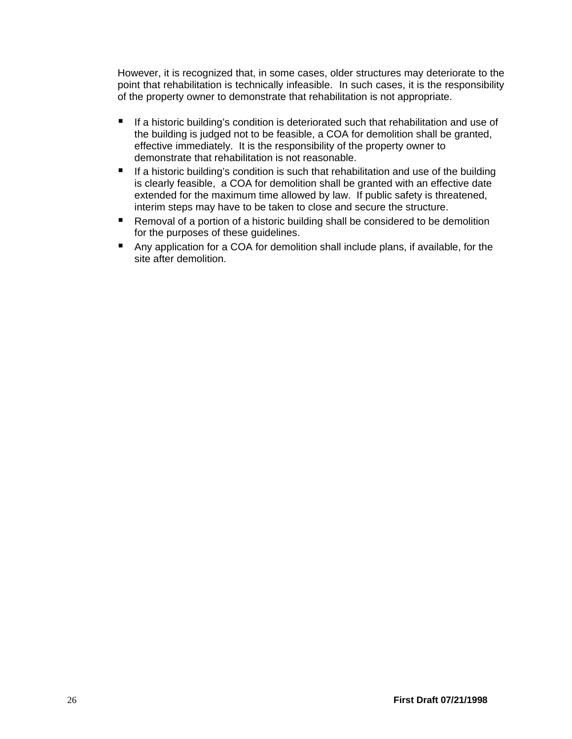However, it is recognized that, in some cases, older structures may deteriorate to the point that rehabilitation is technically infeasible.  In such cases, it is the responsibility of the property owner to demonstrate that rehabilitation is not appropriate.

- If a historic building's condition is deteriorated such that rehabilitation and use of the building is judged not to be feasible, a COA for demolition shall be granted, effective immediately.  It is the responsibility of the property owner to demonstrate that rehabilitation is not reasonable.
- If a historic building's condition is such that rehabilitation and use of the building is clearly feasible,  a COA for demolition shall be granted with an effective date extended for the maximum time allowed by law.  If public safety is threatened, interim steps may have to be taken to close and secure the structure.
- Removal of a portion of a historic building shall be considered to be demolition for the purposes of these guidelines.
- Any application for a COA for demolition shall include plans, if available, for the site after demolition.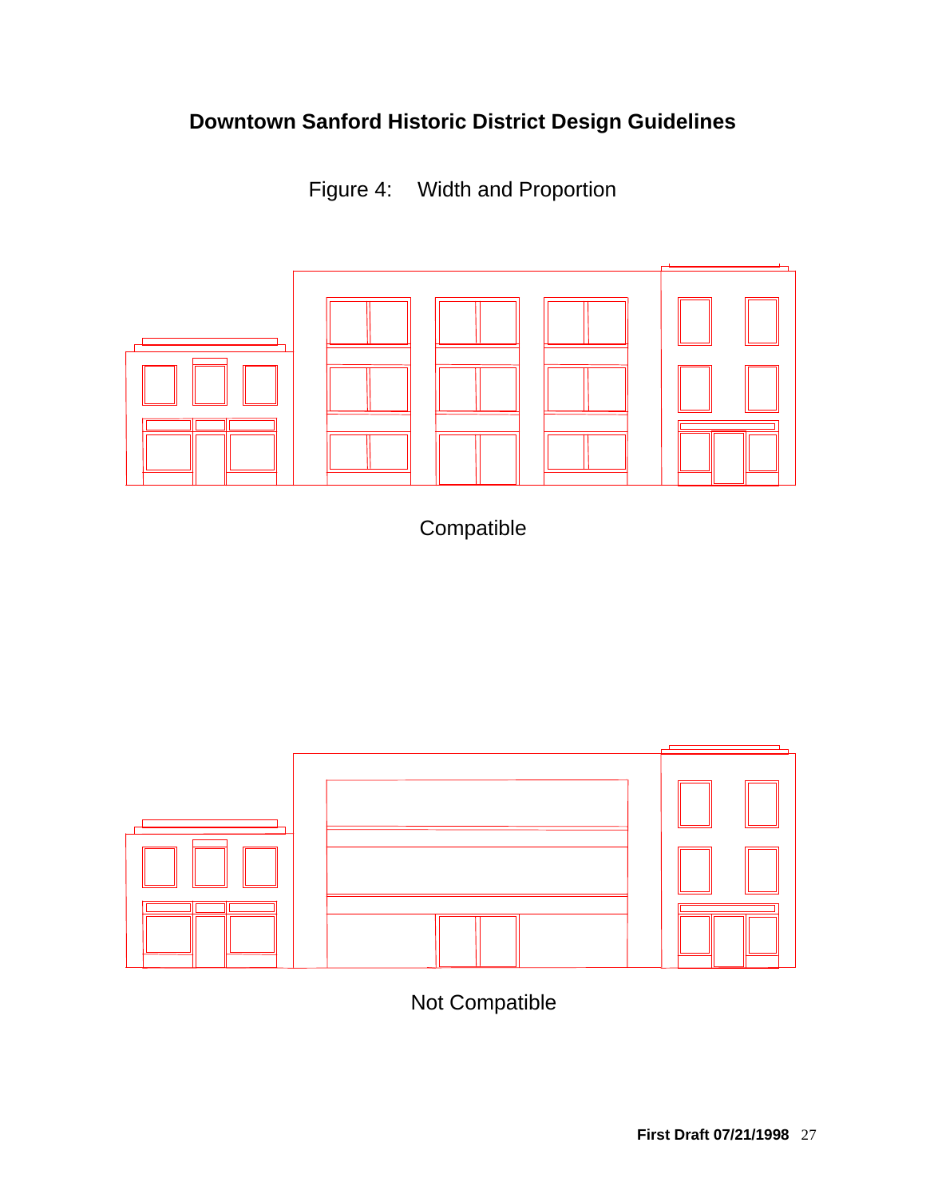Figure 4: Width and Proportion

Compatible

Not Compatible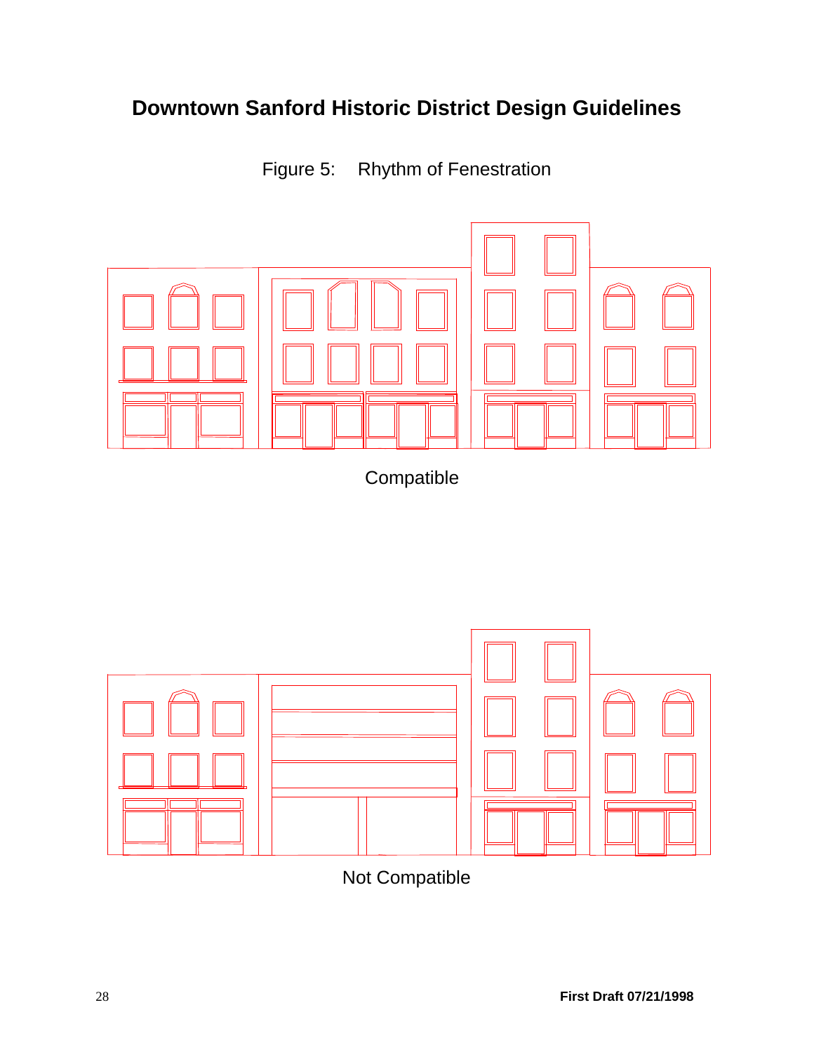# Downtown Sanford Historic District Design Guidelines

Figure 5: Rhythm of Fenestration

Compatible

Not Compatible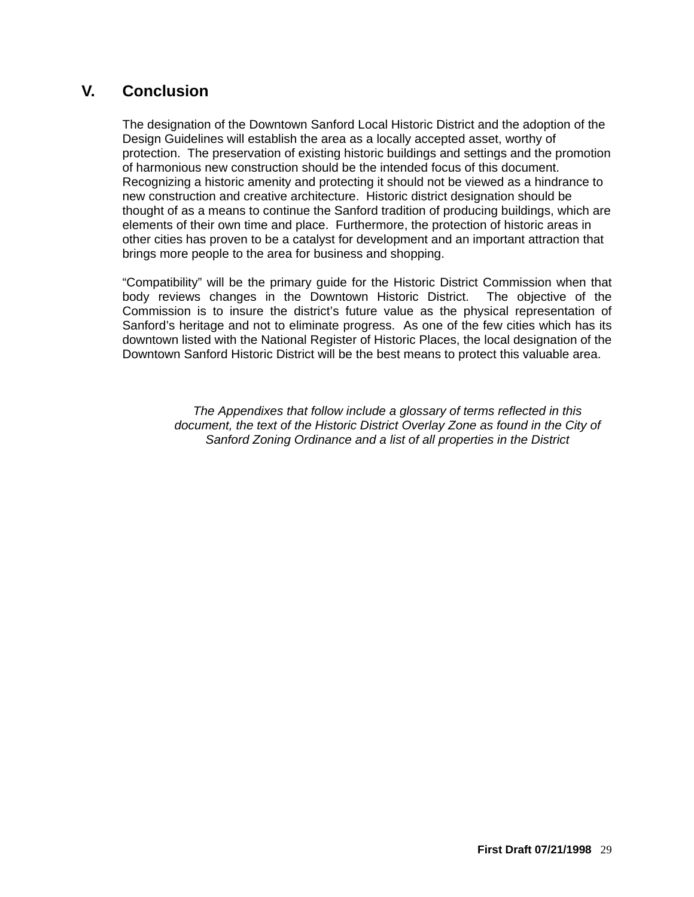## V. Conclusion

The designation of the Downtown Sanford Local Historic District and the adoption of the Design Guidelines will establish the area as a locally accepted asset, worthy of protection. The preservation of existing historic buildings and settings and the promotion of harmonious new construction should be the intended focus of this document. Recognizing a historic amenity and protecting it should not be viewed as a hindrance to new construction and creative architecture. Historic district designation should be thought of as a means to continue the Sanford tradition of producing buildings, which are elements of their own time and place. Furthermore, the protection of historic areas in other cities has proven to be a catalyst for development and an important attraction that brings more people to the area for business and shopping.

"Compatibility" will be the primary guide for the Historic District Commission when that body reviews changes in the Downtown Historic District. The objective of the Commission is to insure the district's future value as the physical representation of Sanford's heritage and not to eliminate progress. As one of the few cities which has its downtown listed with the National Register of Historic Places, the local designation of the Downtown Sanford Historic District will be the best means to protect this valuable area.

*The Appendixes that follow include a glossary of terms reflected in this document, the text of the Historic District Overlay Zone as found in the City of Sanford Zoning Ordinance and a list of all properties in the District*

**First Draft 07/21/1998**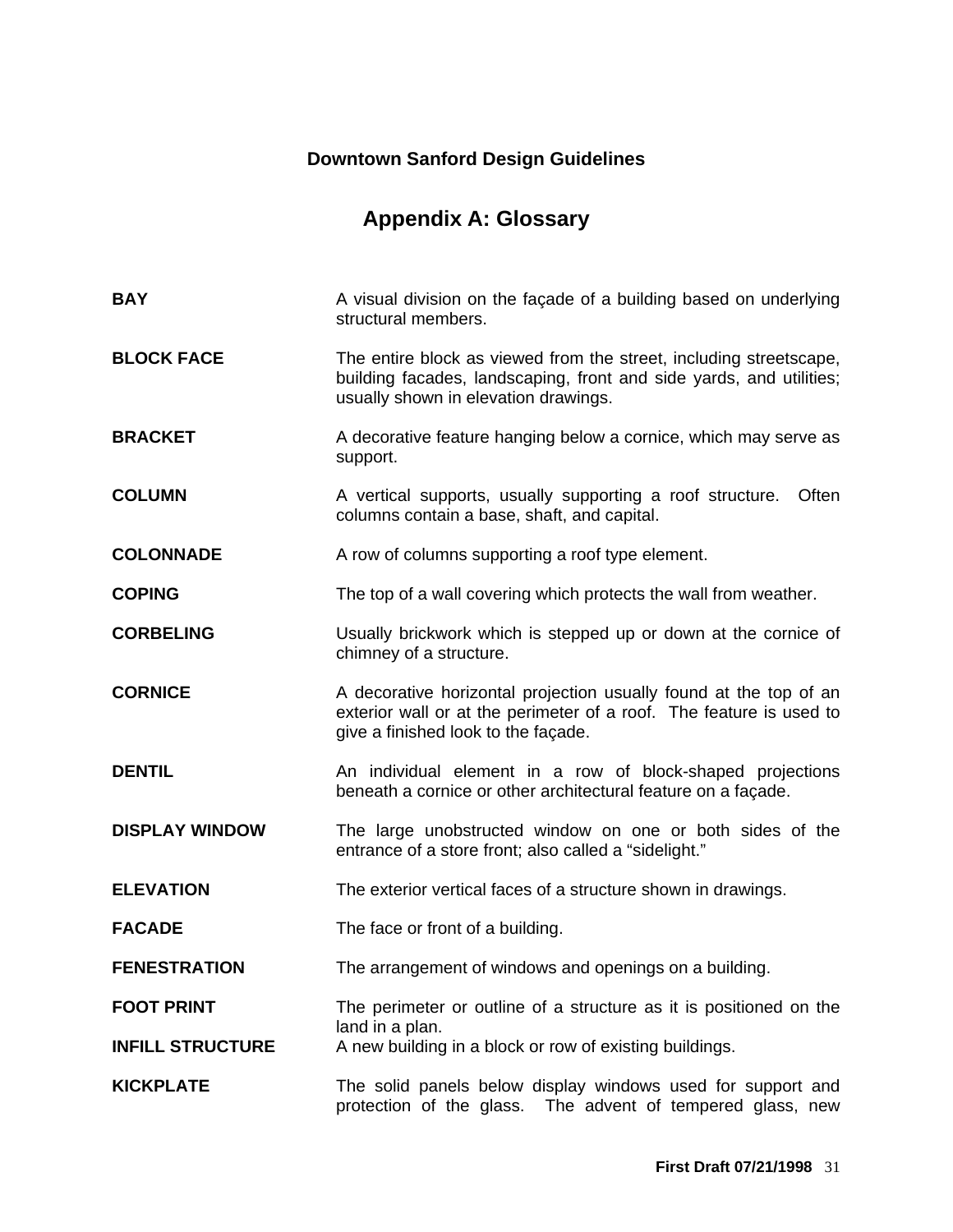**Downtown Sanford Design Guidelines**

# Appendix A: Glossary

**BAY** A visual division on the façade of a building based on underlying structural members.

**BLOCK FACE** The entire block as viewed from the street, including streetscape, building facades, landscaping, front and side yards, and utilities; usually shown in elevation drawings.

**BRACKET** A decorative feature hanging below a cornice, which may serve as support.

**COLUMN** A vertical supports, usually supporting a roof structure. Often columns contain a base, shaft, and capital.

**COLONNADE** A row of columns supporting a roof type element.

**COPING** The top of a wall covering which protects the wall from weather.

**CORBELING** Usually brickwork which is stepped up or down at the cornice of chimney of a structure.

**CORNICE** A decorative horizontal projection usually found at the top of an exterior wall or at the perimeter of a roof. The feature is used to give a finished look to the façade.

**DENTIL** An individual element in a row of block-shaped projections beneath a cornice or other architectural feature on a façade.

**DISPLAY WINDOW** The large unobstructed window on one or both sides of the entrance of a store front; also called a "sidelight."

**ELEVATION** The exterior vertical faces of a structure shown in drawings.

**FACADE** The face or front of a building.

**FENESTRATION** The arrangement of windows and openings on a building.

**FOOT PRINT** The perimeter or outline of a structure as it is positioned on the land in a plan.

**INFILL STRUCTURE** A new building in a block or row of existing buildings.

**KICKPLATE** The solid panels below display windows used for support and protection of the glass. The advent of tempered glass, new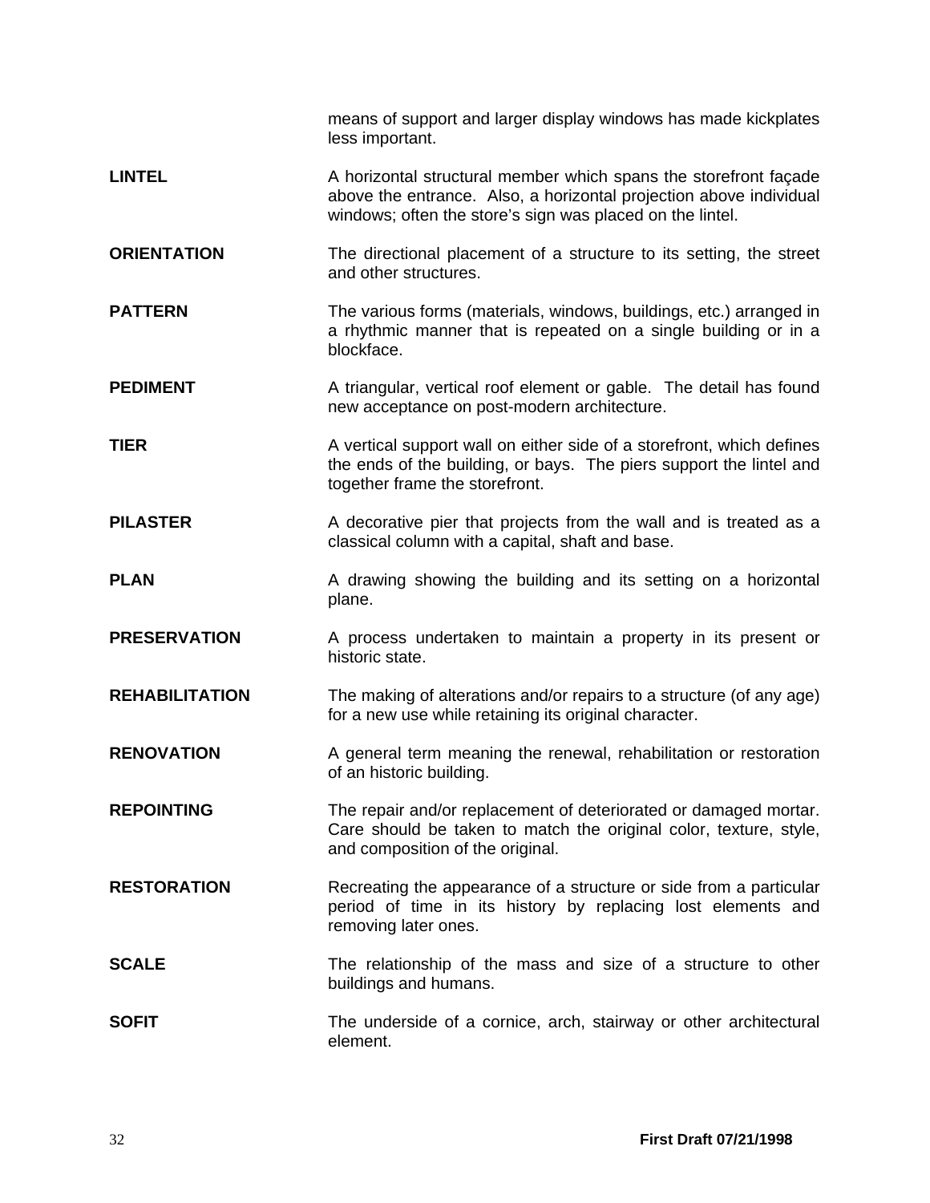means of support and larger display windows has made kickplates less important.

**LINTEL** A horizontal structural member which spans the storefront façade above the entrance. Also, a horizontal projection above individual windows; often the store's sign was placed on the lintel.

**ORIENTATION** The directional placement of a structure to its setting, the street and other structures.

**PATTERN** The various forms (materials, windows, buildings, etc.) arranged in a rhythmic manner that is repeated on a single building or in a blockface.

**PEDIMENT** A triangular, vertical roof element or gable. The detail has found new acceptance on post-modern architecture.

**TIER** A vertical support wall on either side of a storefront, which defines the ends of the building, or bays. The piers support the lintel and together frame the storefront.

**PILASTER** A decorative pier that projects from the wall and is treated as a classical column with a capital, shaft and base.

**PLAN** A drawing showing the building and its setting on a horizontal plane.

**PRESERVATION** A process undertaken to maintain a property in its present or historic state.

**REHABILITATION** The making of alterations and/or repairs to a structure (of any age) for a new use while retaining its original character.

**RENOVATION** A general term meaning the renewal, rehabilitation or restoration of an historic building.

**REPOINTING** The repair and/or replacement of deteriorated or damaged mortar. Care should be taken to match the original color, texture, style, and composition of the original.

**RESTORATION** Recreating the appearance of a structure or side from a particular period of time in its history by replacing lost elements and removing later ones.

**SCALE** The relationship of the mass and size of a structure to other buildings and humans.

**SOFIT** The underside of a cornice, arch, stairway or other architectural element.

**First Draft 07/21/1998**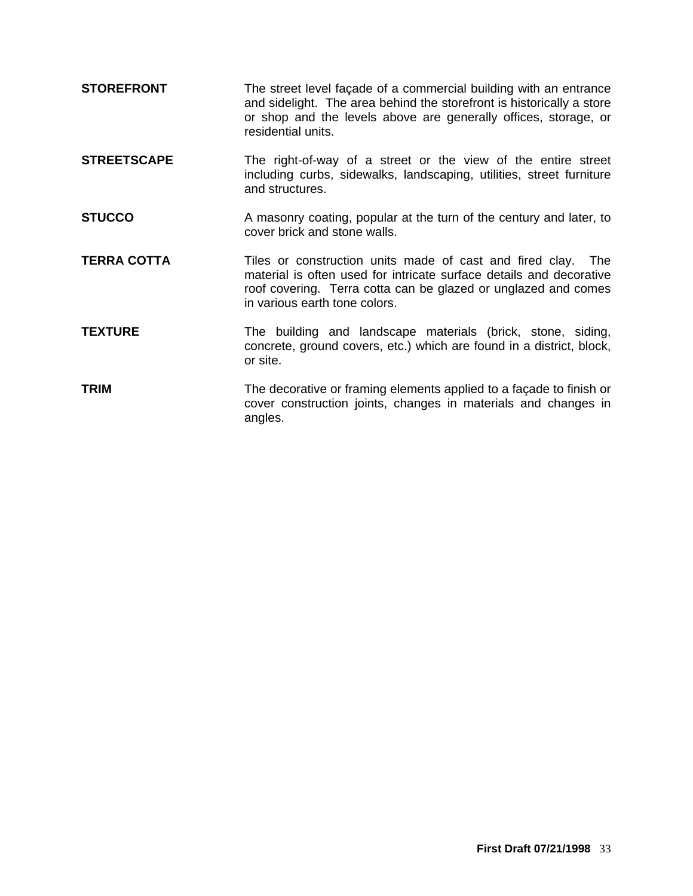**STOREFRONT** The street level façade of a commercial building with an entrance and sidelight. The area behind the storefront is historically a store or shop and the levels above are generally offices, storage, or residential units.

**STREETSCAPE** The right-of-way of a street or the view of the entire street including curbs, sidewalks, landscaping, utilities, street furniture and structures.

**STUCCO** A masonry coating, popular at the turn of the century and later, to cover brick and stone walls.

**TERRA COTTA** Tiles or construction units made of cast and fired clay. The material is often used for intricate surface details and decorative roof covering. Terra cotta can be glazed or unglazed and comes in various earth tone colors.

**TEXTURE** The building and landscape materials (brick, stone, siding, concrete, ground covers, etc.) which are found in a district, block, or site.

**TRIM** The decorative or framing elements applied to a façade to finish or cover construction joints, changes in materials and changes in angles.